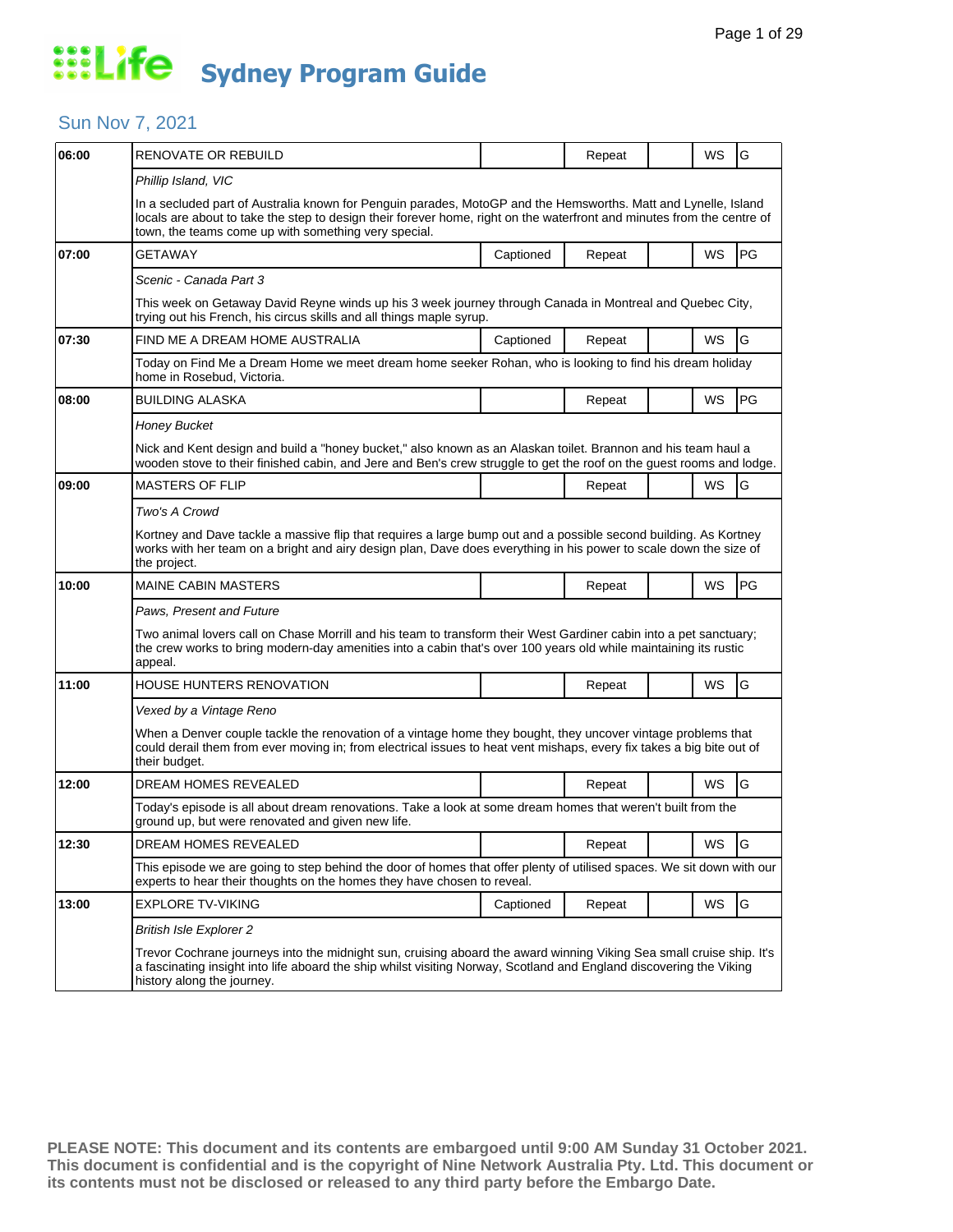# Life Sydney Program Guide

## Sun Nov 7, 2021

| Time | Program | Captioned | Repeat | | WS | Rating |
|---|---|---|---|---|---|---|
| 06:00 | RENOVATE OR REBUILD | | Repeat | | WS | G |
| | *Phillip Island, VIC* | | | | | |
| | In a secluded part of Australia known for Penguin parades, MotoGP and the Hemsworths. Matt and Lynelle, Island locals are about to take the step to design their forever home, right on the waterfront and minutes from the centre of town, the teams come up with something very special. | | | | | |
| 07:00 | GETAWAY | Captioned | Repeat | | WS | PG |
| | *Scenic - Canada Part 3* | | | | | |
| | This week on Getaway David Reyne winds up his 3 week journey through Canada in Montreal and Quebec City, trying out his French, his circus skills and all things maple syrup. | | | | | |
| 07:30 | FIND ME A DREAM HOME AUSTRALIA | Captioned | Repeat | | WS | G |
| | Today on Find Me a Dream Home we meet dream home seeker Rohan, who is looking to find his dream holiday home in Rosebud, Victoria. | | | | | |
| 08:00 | BUILDING ALASKA | | Repeat | | WS | PG |
| | *Honey Bucket* | | | | | |
| | Nick and Kent design and build a "honey bucket," also known as an Alaskan toilet. Brannon and his team haul a wooden stove to their finished cabin, and Jere and Ben's crew struggle to get the roof on the guest rooms and lodge. | | | | | |
| 09:00 | MASTERS OF FLIP | | Repeat | | WS | G |
| | *Two's A Crowd* | | | | | |
| | Kortney and Dave tackle a massive flip that requires a large bump out and a possible second building. As Kortney works with her team on a bright and airy design plan, Dave does everything in his power to scale down the size of the project. | | | | | |
| 10:00 | MAINE CABIN MASTERS | | Repeat | | WS | PG |
| | *Paws, Present and Future* | | | | | |
| | Two animal lovers call on Chase Morrill and his team to transform their West Gardiner cabin into a pet sanctuary; the crew works to bring modern-day amenities into a cabin that's over 100 years old while maintaining its rustic appeal. | | | | | |
| 11:00 | HOUSE HUNTERS RENOVATION | | Repeat | | WS | G |
| | *Vexed by a Vintage Reno* | | | | | |
| | When a Denver couple tackle the renovation of a vintage home they bought, they uncover vintage problems that could derail them from ever moving in; from electrical issues to heat vent mishaps, every fix takes a big bite out of their budget. | | | | | |
| 12:00 | DREAM HOMES REVEALED | | Repeat | | WS | G |
| | Today's episode is all about dream renovations. Take a look at some dream homes that weren't built from the ground up, but were renovated and given new life. | | | | | |
| 12:30 | DREAM HOMES REVEALED | | Repeat | | WS | G |
| | This episode we are going to step behind the door of homes that offer plenty of utilised spaces. We sit down with our experts to hear their thoughts on the homes they have chosen to reveal. | | | | | |
| 13:00 | EXPLORE TV-VIKING | Captioned | Repeat | | WS | G |
| | *British Isle Explorer 2* | | | | | |
| | Trevor Cochrane journeys into the midnight sun, cruising aboard the award winning Viking Sea small cruise ship. It's a fascinating insight into life aboard the ship whilst visiting Norway, Scotland and England discovering the Viking history along the journey. | | | | | |

**PLEASE NOTE: This document and its contents are embargoed until 9:00 AM Sunday 31 October 2021. This document is confidential and is the copyright of Nine Network Australia Pty. Ltd. This document or its contents must not be disclosed or released to any third party before the Embargo Date.**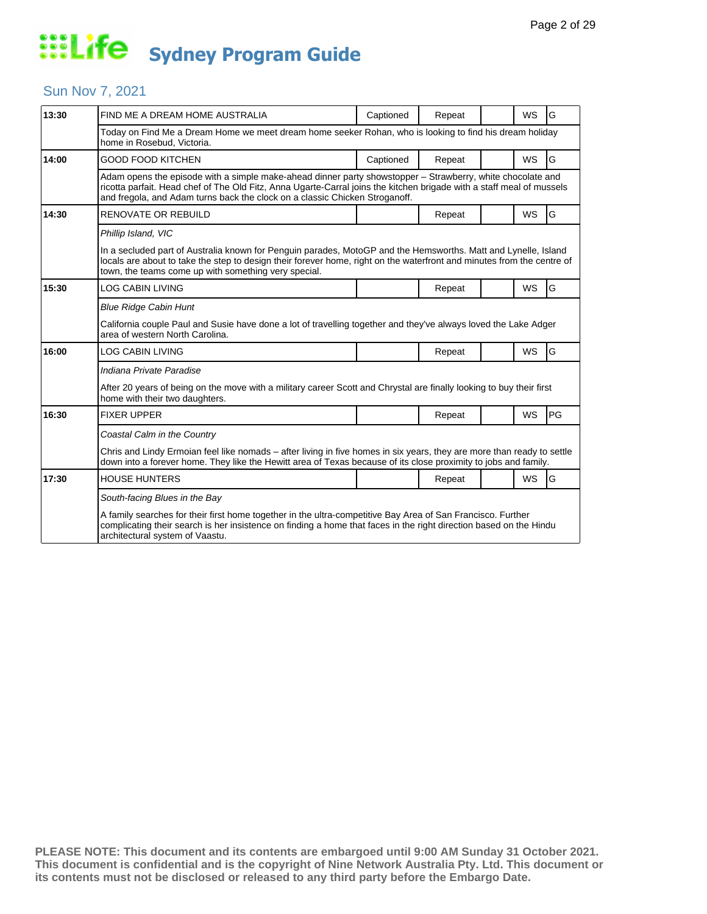# Life Sydney Program Guide

## Sun Nov 7, 2021

| Time | Program | Captioned | Repeat | | WS | Rating |
|---|---|---|---|---|---|---|
| 13:30 | FIND ME A DREAM HOME AUSTRALIA | Captioned | Repeat | | WS | G |
| | Today on Find Me a Dream Home we meet dream home seeker Rohan, who is looking to find his dream holiday home in Rosebud, Victoria. | | | | | |
| 14:00 | GOOD FOOD KITCHEN | Captioned | Repeat | | WS | G |
| | Adam opens the episode with a simple make-ahead dinner party showstopper – Strawberry, white chocolate and ricotta parfait. Head chef of The Old Fitz, Anna Ugarte-Carral joins the kitchen brigade with a staff meal of mussels and fregola, and Adam turns back the clock on a classic Chicken Stroganoff. | | | | | |
| 14:30 | RENOVATE OR REBUILD | | Repeat | | WS | G |
| | *Phillip Island, VIC*<br><br>In a secluded part of Australia known for Penguin parades, MotoGP and the Hemsworths. Matt and Lynelle, Island locals are about to take the step to design their forever home, right on the waterfront and minutes from the centre of town, the teams come up with something very special. | | | | | |
| 15:30 | LOG CABIN LIVING | | Repeat | | WS | G |
| | *Blue Ridge Cabin Hunt*<br><br>California couple Paul and Susie have done a lot of travelling together and they've always loved the Lake Adger area of western North Carolina. | | | | | |
| 16:00 | LOG CABIN LIVING | | Repeat | | WS | G |
| | *Indiana Private Paradise*<br><br>After 20 years of being on the move with a military career Scott and Chrystal are finally looking to buy their first home with their two daughters. | | | | | |
| 16:30 | FIXER UPPER | | Repeat | | WS | PG |
| | *Coastal Calm in the Country*<br><br>Chris and Lindy Ermoian feel like nomads – after living in five homes in six years, they are more than ready to settle down into a forever home. They like the Hewitt area of Texas because of its close proximity to jobs and family. | | | | | |
| 17:30 | HOUSE HUNTERS | | Repeat | | WS | G |
| | *South-facing Blues in the Bay*<br><br>A family searches for their first home together in the ultra-competitive Bay Area of San Francisco. Further complicating their search is her insistence on finding a home that faces in the right direction based on the Hindu architectural system of Vaastu. | | | | | |

**PLEASE NOTE: This document and its contents are embargoed until 9:00 AM Sunday 31 October 2021. This document is confidential and is the copyright of Nine Network Australia Pty. Ltd. This document or its contents must not be disclosed or released to any third party before the Embargo Date.**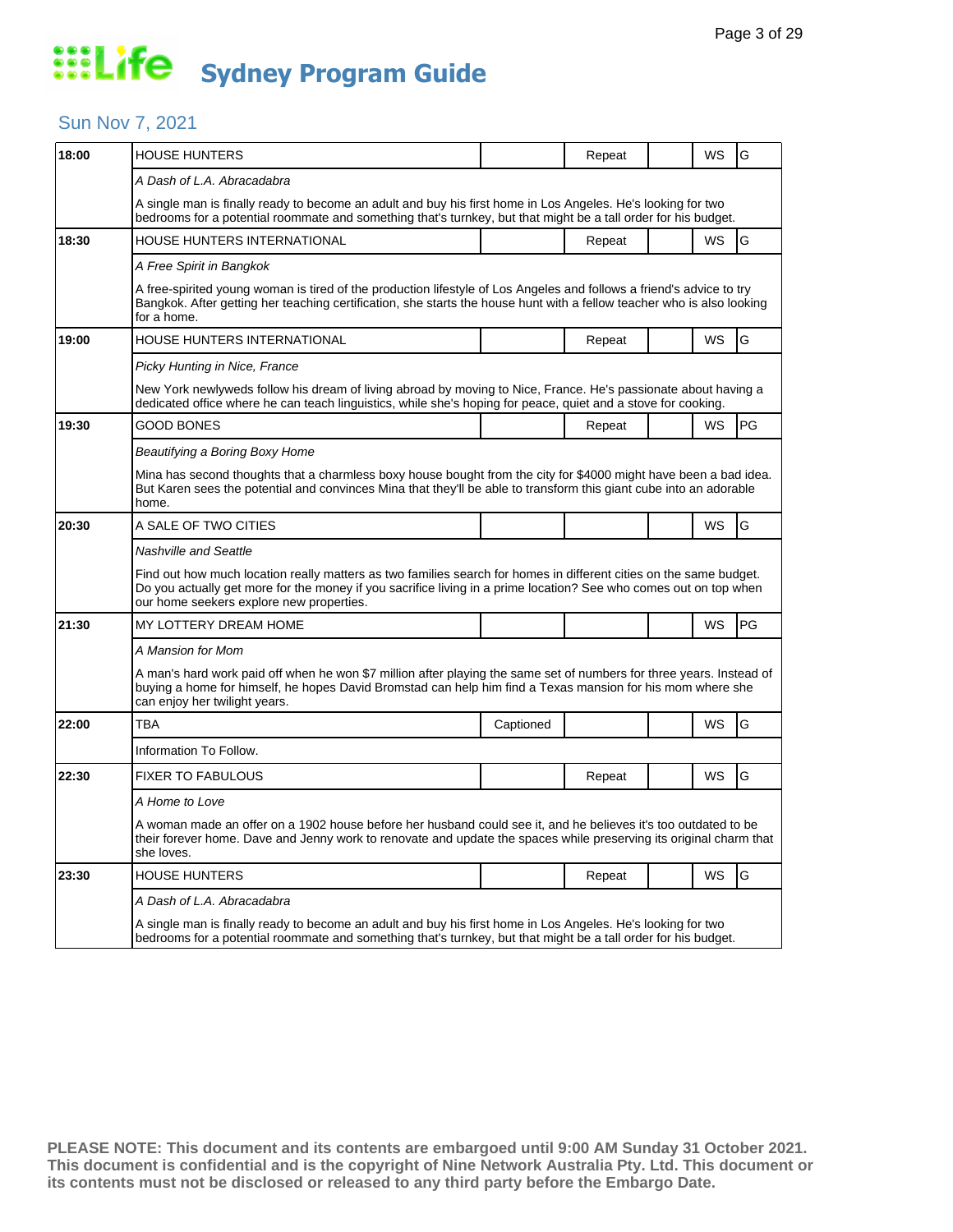# Life Sydney Program Guide

## Sun Nov 7, 2021

| Time | Program | Captioned | Repeat | | WS | Rating |
|---|---|---|---|---|---|---|
| 18:00 | HOUSE HUNTERS | | Repeat | | WS | G |
| | *A Dash of L.A. Abracadabra* | | | | | |
| | A single man is finally ready to become an adult and buy his first home in Los Angeles. He's looking for two bedrooms for a potential roommate and something that's turnkey, but that might be a tall order for his budget. | | | | | |
| 18:30 | HOUSE HUNTERS INTERNATIONAL | | Repeat | | WS | G |
| | *A Free Spirit in Bangkok* | | | | | |
| | A free-spirited young woman is tired of the production lifestyle of Los Angeles and follows a friend's advice to try Bangkok. After getting her teaching certification, she starts the house hunt with a fellow teacher who is also looking for a home. | | | | | |
| 19:00 | HOUSE HUNTERS INTERNATIONAL | | Repeat | | WS | G |
| | *Picky Hunting in Nice, France* | | | | | |
| | New York newlyweds follow his dream of living abroad by moving to Nice, France. He's passionate about having a dedicated office where he can teach linguistics, while she's hoping for peace, quiet and a stove for cooking. | | | | | |
| 19:30 | GOOD BONES | | Repeat | | WS | PG |
| | *Beautifying a Boring Boxy Home* | | | | | |
| | Mina has second thoughts that a charmless boxy house bought from the city for $4000 might have been a bad idea. But Karen sees the potential and convinces Mina that they'll be able to transform this giant cube into an adorable home. | | | | | |
| 20:30 | A SALE OF TWO CITIES | | | | WS | G |
| | *Nashville and Seattle* | | | | | |
| | Find out how much location really matters as two families search for homes in different cities on the same budget. Do you actually get more for the money if you sacrifice living in a prime location? See who comes out on top when our home seekers explore new properties. | | | | | |
| 21:30 | MY LOTTERY DREAM HOME | | | | WS | PG |
| | *A Mansion for Mom* | | | | | |
| | A man's hard work paid off when he won $7 million after playing the same set of numbers for three years. Instead of buying a home for himself, he hopes David Bromstad can help him find a Texas mansion for his mom where she can enjoy her twilight years. | | | | | |
| 22:00 | TBA | Captioned | | | WS | G |
| | Information To Follow. | | | | | |
| 22:30 | FIXER TO FABULOUS | | Repeat | | WS | G |
| | *A Home to Love* | | | | | |
| | A woman made an offer on a 1902 house before her husband could see it, and he believes it's too outdated to be their forever home. Dave and Jenny work to renovate and update the spaces while preserving its original charm that she loves. | | | | | |
| 23:30 | HOUSE HUNTERS | | Repeat | | WS | G |
| | *A Dash of L.A. Abracadabra* | | | | | |
| | A single man is finally ready to become an adult and buy his first home in Los Angeles. He's looking for two bedrooms for a potential roommate and something that's turnkey, but that might be a tall order for his budget. | | | | | |

**PLEASE NOTE: This document and its contents are embargoed until 9:00 AM Sunday 31 October 2021. This document is confidential and is the copyright of Nine Network Australia Pty. Ltd. This document or its contents must not be disclosed or released to any third party before the Embargo Date.**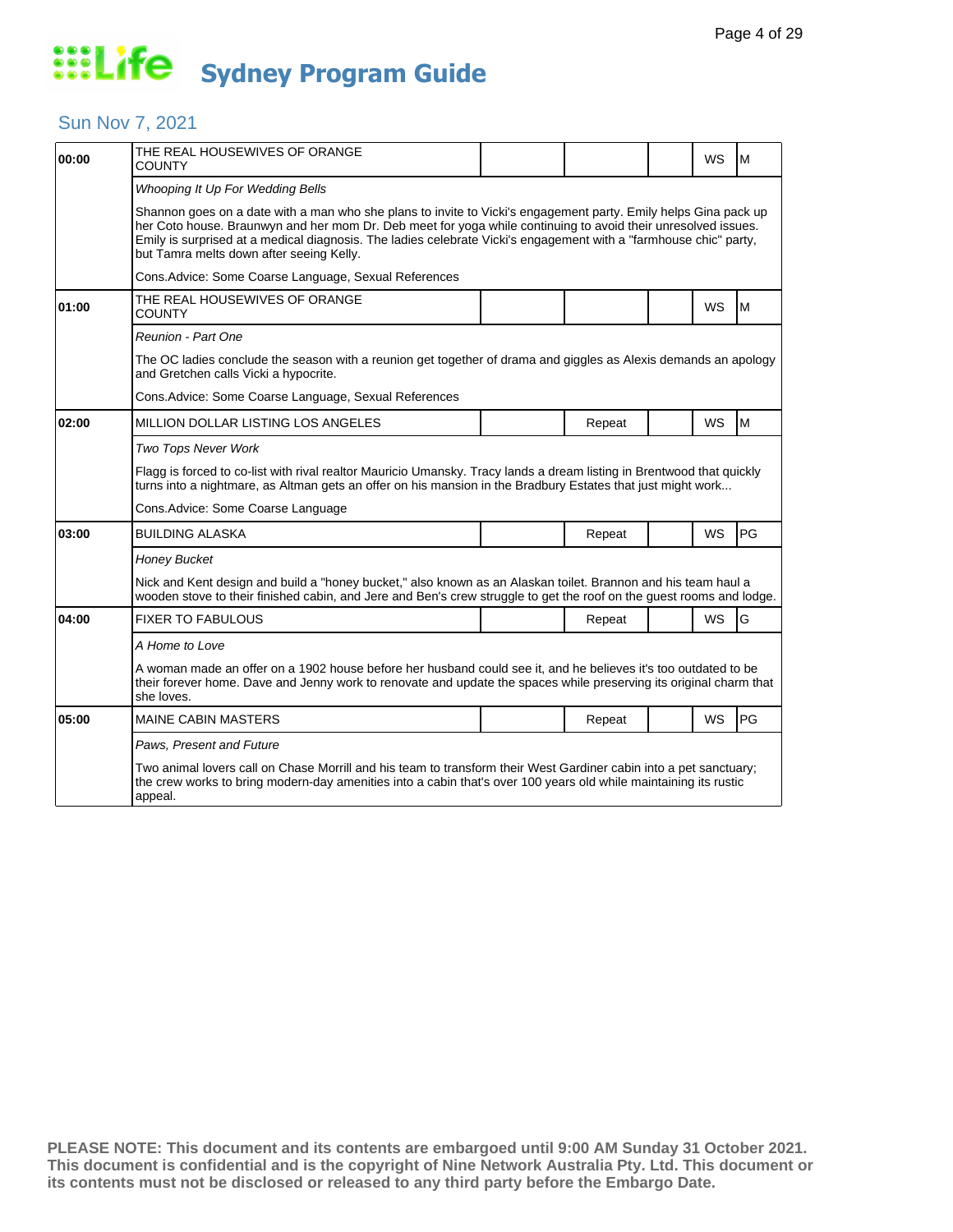# Life Sydney Program Guide

## Sun Nov 7, 2021

| Time | Program | | | | | |
|---|---|---|---|---|---|---|
| 00:00 | THE REAL HOUSEWIVES OF ORANGE COUNTY | | | | WS | M |
| | *Whooping It Up For Wedding Bells* | | | | | |
| | Shannon goes on a date with a man who she plans to invite to Vicki's engagement party. Emily helps Gina pack up her Coto house. Braunwyn and her mom Dr. Deb meet for yoga while continuing to avoid their unresolved issues. Emily is surprised at a medical diagnosis. The ladies celebrate Vicki's engagement with a "farmhouse chic" party, but Tamra melts down after seeing Kelly. | | | | | |
| | Cons.Advice: Some Coarse Language, Sexual References | | | | | |
| 01:00 | THE REAL HOUSEWIVES OF ORANGE COUNTY | | | | WS | M |
| | *Reunion - Part One* | | | | | |
| | The OC ladies conclude the season with a reunion get together of drama and giggles as Alexis demands an apology and Gretchen calls Vicki a hypocrite. | | | | | |
| | Cons.Advice: Some Coarse Language, Sexual References | | | | | |
| 02:00 | MILLION DOLLAR LISTING LOS ANGELES | | Repeat | | WS | M |
| | *Two Tops Never Work* | | | | | |
| | Flagg is forced to co-list with rival realtor Mauricio Umansky. Tracy lands a dream listing in Brentwood that quickly turns into a nightmare, as Altman gets an offer on his mansion in the Bradbury Estates that just might work... | | | | | |
| | Cons.Advice: Some Coarse Language | | | | | |
| 03:00 | BUILDING ALASKA | | Repeat | | WS | PG |
| | *Honey Bucket* | | | | | |
| | Nick and Kent design and build a "honey bucket," also known as an Alaskan toilet. Brannon and his team haul a wooden stove to their finished cabin, and Jere and Ben's crew struggle to get the roof on the guest rooms and lodge. | | | | | |
| 04:00 | FIXER TO FABULOUS | | Repeat | | WS | G |
| | *A Home to Love* | | | | | |
| | A woman made an offer on a 1902 house before her husband could see it, and he believes it's too outdated to be their forever home. Dave and Jenny work to renovate and update the spaces while preserving its original charm that she loves. | | | | | |
| 05:00 | MAINE CABIN MASTERS | | Repeat | | WS | PG |
| | *Paws, Present and Future* | | | | | |
| | Two animal lovers call on Chase Morrill and his team to transform their West Gardiner cabin into a pet sanctuary; the crew works to bring modern-day amenities into a cabin that's over 100 years old while maintaining its rustic appeal. | | | | | |

**PLEASE NOTE: This document and its contents are embargoed until 9:00 AM Sunday 31 October 2021. This document is confidential and is the copyright of Nine Network Australia Pty. Ltd. This document or its contents must not be disclosed or released to any third party before the Embargo Date.**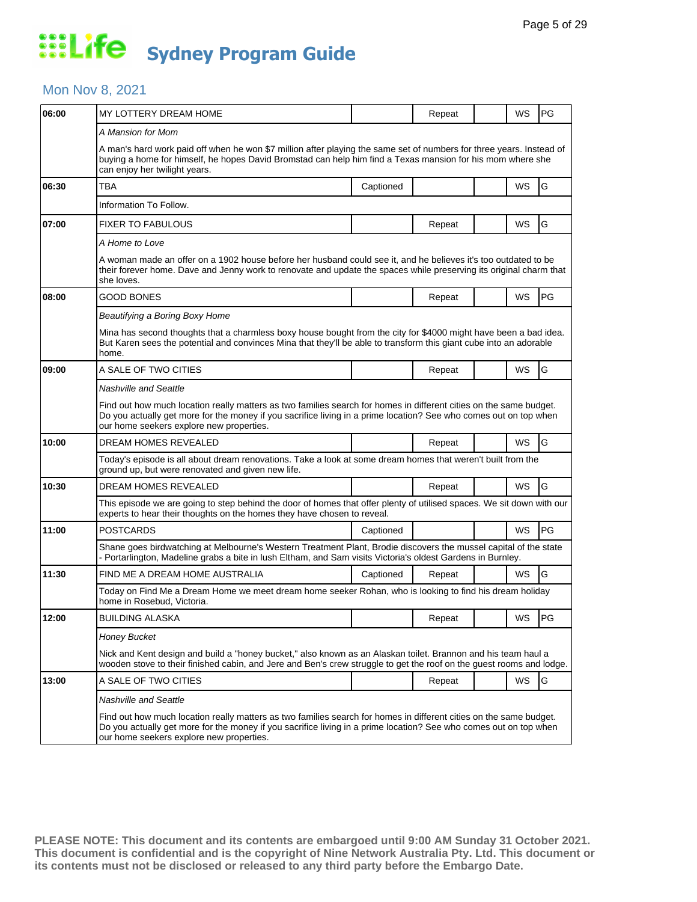# Life Sydney Program Guide

## Mon Nov 8, 2021

| Time | Program | Captioned | Repeat | | WS | Rating |
|---|---|---|---|---|---|---|
| 06:00 | MY LOTTERY DREAM HOME | | Repeat | | WS | PG |
| | *A Mansion for Mom*<br><br>A man's hard work paid off when he won $7 million after playing the same set of numbers for three years. Instead of buying a home for himself, he hopes David Bromstad can help him find a Texas mansion for his mom where she can enjoy her twilight years. | | | | | |
| 06:30 | TBA | Captioned | | | WS | G |
| | Information To Follow. | | | | | |
| 07:00 | FIXER TO FABULOUS | | Repeat | | WS | G |
| | *A Home to Love*<br><br>A woman made an offer on a 1902 house before her husband could see it, and he believes it's too outdated to be their forever home. Dave and Jenny work to renovate and update the spaces while preserving its original charm that she loves. | | | | | |
| 08:00 | GOOD BONES | | Repeat | | WS | PG |
| | *Beautifying a Boring Boxy Home*<br><br>Mina has second thoughts that a charmless boxy house bought from the city for $4000 might have been a bad idea. But Karen sees the potential and convinces Mina that they'll be able to transform this giant cube into an adorable home. | | | | | |
| 09:00 | A SALE OF TWO CITIES | | Repeat | | WS | G |
| | *Nashville and Seattle*<br><br>Find out how much location really matters as two families search for homes in different cities on the same budget. Do you actually get more for the money if you sacrifice living in a prime location? See who comes out on top when our home seekers explore new properties. | | | | | |
| 10:00 | DREAM HOMES REVEALED | | Repeat | | WS | G |
| | Today's episode is all about dream renovations. Take a look at some dream homes that weren't built from the ground up, but were renovated and given new life. | | | | | |
| 10:30 | DREAM HOMES REVEALED | | Repeat | | WS | G |
| | This episode we are going to step behind the door of homes that offer plenty of utilised spaces. We sit down with our experts to hear their thoughts on the homes they have chosen to reveal. | | | | | |
| 11:00 | POSTCARDS | Captioned | | | WS | PG |
| | Shane goes birdwatching at Melbourne's Western Treatment Plant, Brodie discovers the mussel capital of the state - Portarlington, Madeline grabs a bite in lush Eltham, and Sam visits Victoria's oldest Gardens in Burnley. | | | | | |
| 11:30 | FIND ME A DREAM HOME AUSTRALIA | Captioned | Repeat | | WS | G |
| | Today on Find Me a Dream Home we meet dream home seeker Rohan, who is looking to find his dream holiday home in Rosebud, Victoria. | | | | | |
| 12:00 | BUILDING ALASKA | | Repeat | | WS | PG |
| | *Honey Bucket*<br><br>Nick and Kent design and build a "honey bucket," also known as an Alaskan toilet. Brannon and his team haul a wooden stove to their finished cabin, and Jere and Ben's crew struggle to get the roof on the guest rooms and lodge. | | | | | |
| 13:00 | A SALE OF TWO CITIES | | Repeat | | WS | G |
| | *Nashville and Seattle*<br><br>Find out how much location really matters as two families search for homes in different cities on the same budget. Do you actually get more for the money if you sacrifice living in a prime location? See who comes out on top when our home seekers explore new properties. | | | | | |

**PLEASE NOTE: This document and its contents are embargoed until 9:00 AM Sunday 31 October 2021. This document is confidential and is the copyright of Nine Network Australia Pty. Ltd. This document or its contents must not be disclosed or released to any third party before the Embargo Date.**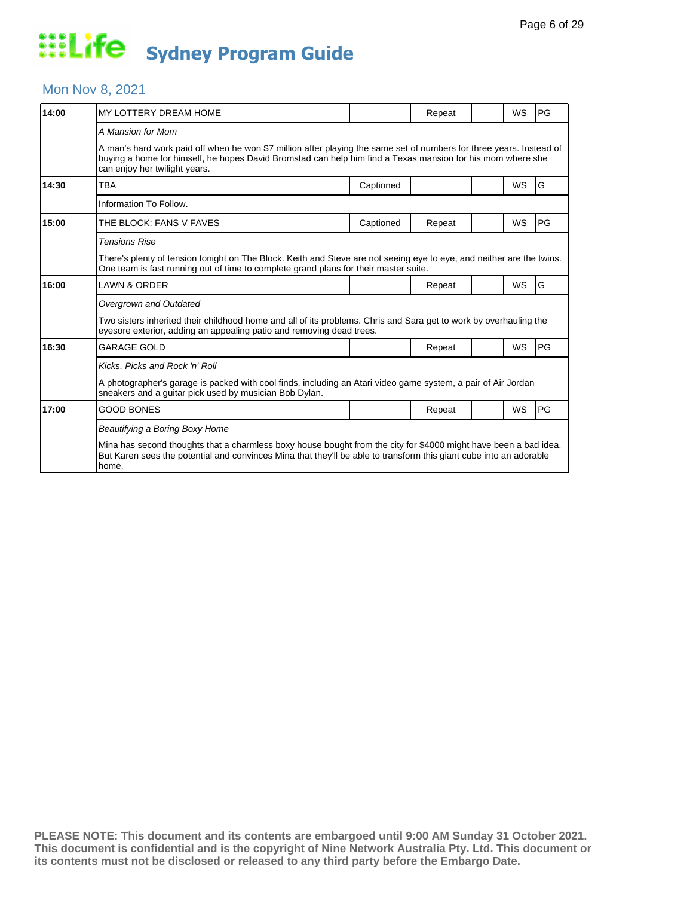# Life Sydney Program Guide

## Mon Nov 8, 2021

| Time | Program | Captioned | Repeat | | WS | Rating |
|---|---|---|---|---|---|---|
| 14:00 | MY LOTTERY DREAM HOME | | Repeat | | WS | PG |
| | *A Mansion for Mom*<br>A man's hard work paid off when he won $7 million after playing the same set of numbers for three years. Instead of buying a home for himself, he hopes David Bromstad can help him find a Texas mansion for his mom where she can enjoy her twilight years. | | | | | |
| 14:30 | TBA | Captioned | | | WS | G |
| | Information To Follow. | | | | | |
| 15:00 | THE BLOCK: FANS V FAVES | Captioned | Repeat | | WS | PG |
| | *Tensions Rise*<br>There's plenty of tension tonight on The Block. Keith and Steve are not seeing eye to eye, and neither are the twins. One team is fast running out of time to complete grand plans for their master suite. | | | | | |
| 16:00 | LAWN & ORDER | | Repeat | | WS | G |
| | *Overgrown and Outdated*<br>Two sisters inherited their childhood home and all of its problems. Chris and Sara get to work by overhauling the eyesore exterior, adding an appealing patio and removing dead trees. | | | | | |
| 16:30 | GARAGE GOLD | | Repeat | | WS | PG |
| | *Kicks, Picks and Rock 'n' Roll*<br>A photographer's garage is packed with cool finds, including an Atari video game system, a pair of Air Jordan sneakers and a guitar pick used by musician Bob Dylan. | | | | | |
| 17:00 | GOOD BONES | | Repeat | | WS | PG |
| | *Beautifying a Boring Boxy Home*<br>Mina has second thoughts that a charmless boxy house bought from the city for $4000 might have been a bad idea. But Karen sees the potential and convinces Mina that they'll be able to transform this giant cube into an adorable home. | | | | | |

**PLEASE NOTE: This document and its contents are embargoed until 9:00 AM Sunday 31 October 2021. This document is confidential and is the copyright of Nine Network Australia Pty. Ltd. This document or its contents must not be disclosed or released to any third party before the Embargo Date.**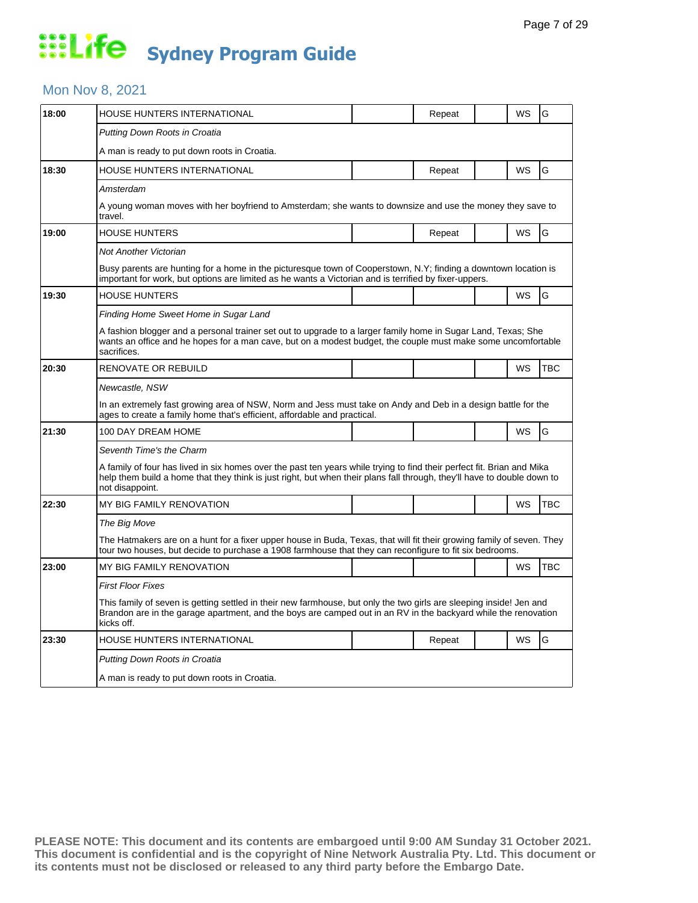# Life Sydney Program Guide

## Mon Nov 8, 2021

| Time | Program | | | | | |
|---|---|---|---|---|---|---|
| 18:00 | HOUSE HUNTERS INTERNATIONAL | | Repeat | | WS | G |
| | *Putting Down Roots in Croatia* | | | | | |
| | A man is ready to put down roots in Croatia. | | | | | |
| 18:30 | HOUSE HUNTERS INTERNATIONAL | | Repeat | | WS | G |
| | *Amsterdam* | | | | | |
| | A young woman moves with her boyfriend to Amsterdam; she wants to downsize and use the money they save to travel. | | | | | |
| 19:00 | HOUSE HUNTERS | | Repeat | | WS | G |
| | *Not Another Victorian* | | | | | |
| | Busy parents are hunting for a home in the picturesque town of Cooperstown, N.Y; finding a downtown location is important for work, but options are limited as he wants a Victorian and is terrified by fixer-uppers. | | | | | |
| 19:30 | HOUSE HUNTERS | | | | WS | G |
| | *Finding Home Sweet Home in Sugar Land* | | | | | |
| | A fashion blogger and a personal trainer set out to upgrade to a larger family home in Sugar Land, Texas; She wants an office and he hopes for a man cave, but on a modest budget, the couple must make some uncomfortable sacrifices. | | | | | |
| 20:30 | RENOVATE OR REBUILD | | | | WS | TBC |
| | *Newcastle, NSW* | | | | | |
| | In an extremely fast growing area of NSW, Norm and Jess must take on Andy and Deb in a design battle for the ages to create a family home that's efficient, affordable and practical. | | | | | |
| 21:30 | 100 DAY DREAM HOME | | | | WS | G |
| | *Seventh Time's the Charm* | | | | | |
| | A family of four has lived in six homes over the past ten years while trying to find their perfect fit. Brian and Mika help them build a home that they think is just right, but when their plans fall through, they'll have to double down to not disappoint. | | | | | |
| 22:30 | MY BIG FAMILY RENOVATION | | | | WS | TBC |
| | *The Big Move* | | | | | |
| | The Hatmakers are on a hunt for a fixer upper house in Buda, Texas, that will fit their growing family of seven. They tour two houses, but decide to purchase a 1908 farmhouse that they can reconfigure to fit six bedrooms. | | | | | |
| 23:00 | MY BIG FAMILY RENOVATION | | | | WS | TBC |
| | *First Floor Fixes* | | | | | |
| | This family of seven is getting settled in their new farmhouse, but only the two girls are sleeping inside! Jen and Brandon are in the garage apartment, and the boys are camped out in an RV in the backyard while the renovation kicks off. | | | | | |
| 23:30 | HOUSE HUNTERS INTERNATIONAL | | Repeat | | WS | G |
| | *Putting Down Roots in Croatia* | | | | | |
| | A man is ready to put down roots in Croatia. | | | | | |

**PLEASE NOTE: This document and its contents are embargoed until 9:00 AM Sunday 31 October 2021. This document is confidential and is the copyright of Nine Network Australia Pty. Ltd. This document or its contents must not be disclosed or released to any third party before the Embargo Date.**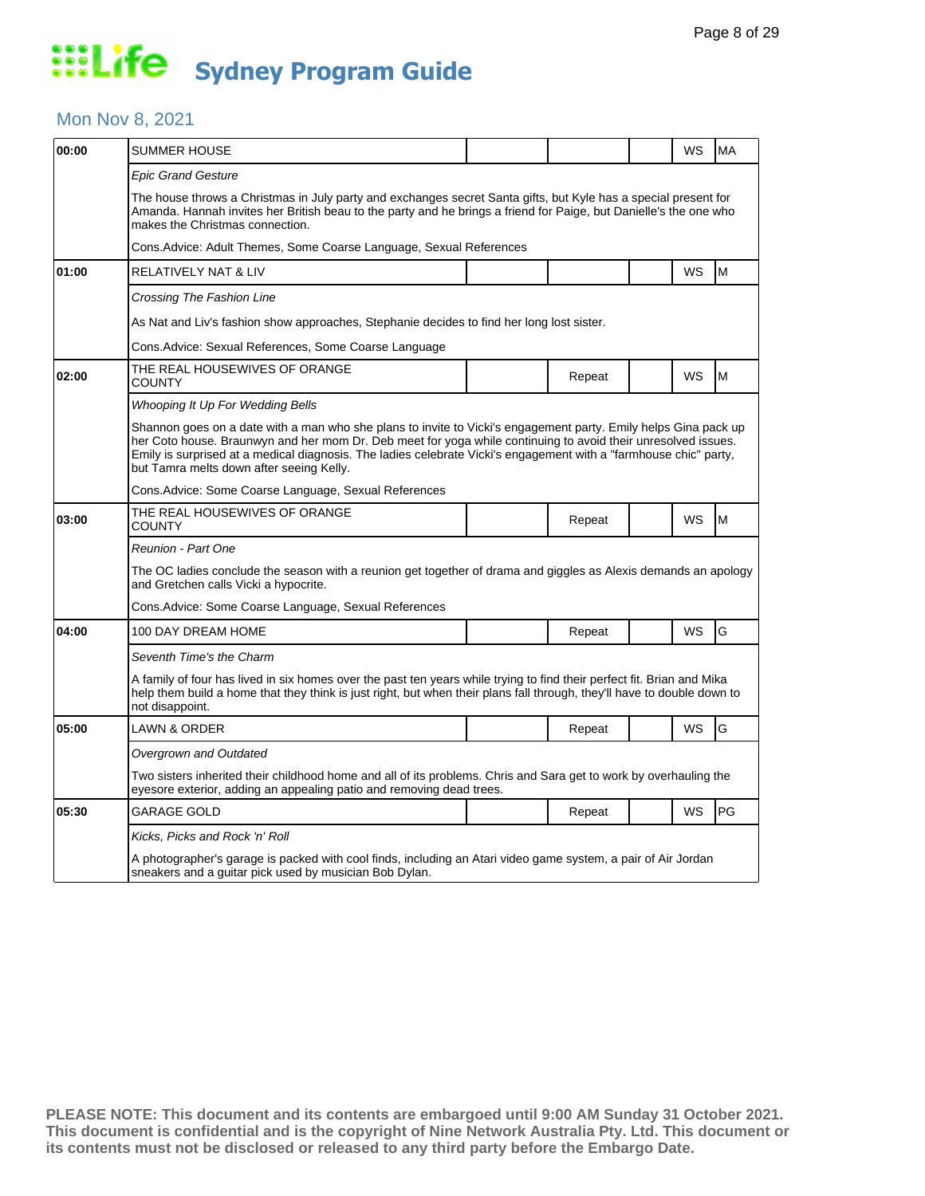# Life Sydney Program Guide

## Mon Nov 8, 2021

| Time | Program | | | | | |
|---|---|---|---|---|---|---|
| 00:00 | SUMMER HOUSE | | | | WS | MA |
| | *Epic Grand Gesture* | | | | | |
| | The house throws a Christmas in July party and exchanges secret Santa gifts, but Kyle has a special present for Amanda. Hannah invites her British beau to the party and he brings a friend for Paige, but Danielle's the one who makes the Christmas connection. | | | | | |
| | Cons.Advice: Adult Themes, Some Coarse Language, Sexual References | | | | | |
| 01:00 | RELATIVELY NAT & LIV | | | | WS | M |
| | *Crossing The Fashion Line* | | | | | |
| | As Nat and Liv's fashion show approaches, Stephanie decides to find her long lost sister. | | | | | |
| | Cons.Advice: Sexual References, Some Coarse Language | | | | | |
| 02:00 | THE REAL HOUSEWIVES OF ORANGE COUNTY | | Repeat | | WS | M |
| | *Whooping It Up For Wedding Bells* | | | | | |
| | Shannon goes on a date with a man who she plans to invite to Vicki's engagement party. Emily helps Gina pack up her Coto house. Braunwyn and her mom Dr. Deb meet for yoga while continuing to avoid their unresolved issues. Emily is surprised at a medical diagnosis. The ladies celebrate Vicki's engagement with a "farmhouse chic" party, but Tamra melts down after seeing Kelly. | | | | | |
| | Cons.Advice: Some Coarse Language, Sexual References | | | | | |
| 03:00 | THE REAL HOUSEWIVES OF ORANGE COUNTY | | Repeat | | WS | M |
| | *Reunion - Part One* | | | | | |
| | The OC ladies conclude the season with a reunion get together of drama and giggles as Alexis demands an apology and Gretchen calls Vicki a hypocrite. | | | | | |
| | Cons.Advice: Some Coarse Language, Sexual References | | | | | |
| 04:00 | 100 DAY DREAM HOME | | Repeat | | WS | G |
| | *Seventh Time's the Charm* | | | | | |
| | A family of four has lived in six homes over the past ten years while trying to find their perfect fit. Brian and Mika help them build a home that they think is just right, but when their plans fall through, they'll have to double down to not disappoint. | | | | | |
| 05:00 | LAWN & ORDER | | Repeat | | WS | G |
| | *Overgrown and Outdated* | | | | | |
| | Two sisters inherited their childhood home and all of its problems. Chris and Sara get to work by overhauling the eyesore exterior, adding an appealing patio and removing dead trees. | | | | | |
| 05:30 | GARAGE GOLD | | Repeat | | WS | PG |
| | *Kicks, Picks and Rock 'n' Roll* | | | | | |
| | A photographer's garage is packed with cool finds, including an Atari video game system, a pair of Air Jordan sneakers and a guitar pick used by musician Bob Dylan. | | | | | |

**PLEASE NOTE: This document and its contents are embargoed until 9:00 AM Sunday 31 October 2021. This document is confidential and is the copyright of Nine Network Australia Pty. Ltd. This document or its contents must not be disclosed or released to any third party before the Embargo Date.**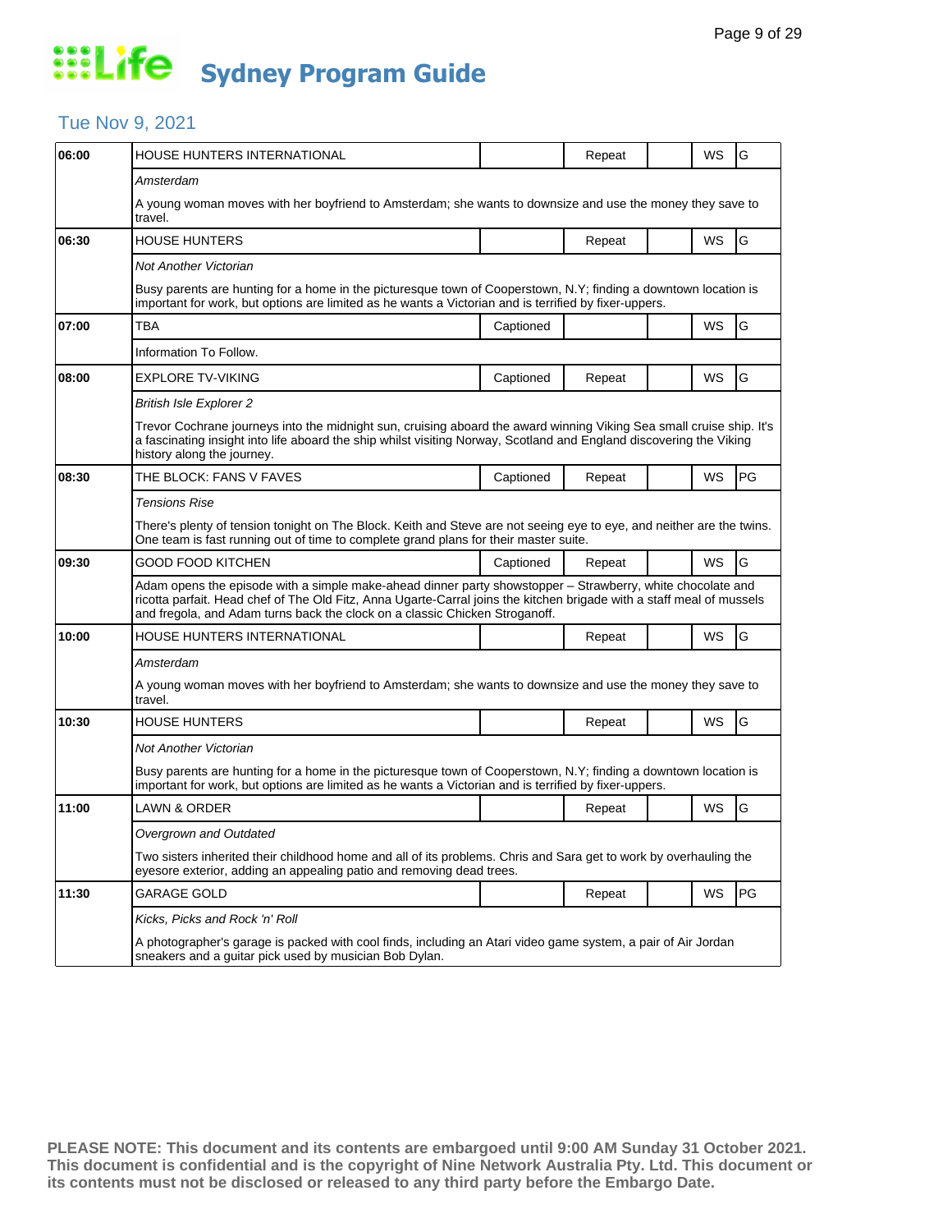# Life Sydney Program Guide

## Tue Nov 9, 2021

| Time | Program | Captioned | Repeat | | WS | Rating |
|---|---|---|---|---|---|---|
| 06:00 | HOUSE HUNTERS INTERNATIONAL | | Repeat | | WS | G |
| | *Amsterdam* | | | | | |
| | A young woman moves with her boyfriend to Amsterdam; she wants to downsize and use the money they save to travel. | | | | | |
| 06:30 | HOUSE HUNTERS | | Repeat | | WS | G |
| | *Not Another Victorian* | | | | | |
| | Busy parents are hunting for a home in the picturesque town of Cooperstown, N.Y; finding a downtown location is important for work, but options are limited as he wants a Victorian and is terrified by fixer-uppers. | | | | | |
| 07:00 | TBA | Captioned | | | WS | G |
| | Information To Follow. | | | | | |
| 08:00 | EXPLORE TV-VIKING | Captioned | Repeat | | WS | G |
| | *British Isle Explorer 2* | | | | | |
| | Trevor Cochrane journeys into the midnight sun, cruising aboard the award winning Viking Sea small cruise ship. It's a fascinating insight into life aboard the ship whilst visiting Norway, Scotland and England discovering the Viking history along the journey. | | | | | |
| 08:30 | THE BLOCK: FANS V FAVES | Captioned | Repeat | | WS | PG |
| | *Tensions Rise* | | | | | |
| | There's plenty of tension tonight on The Block. Keith and Steve are not seeing eye to eye, and neither are the twins. One team is fast running out of time to complete grand plans for their master suite. | | | | | |
| 09:30 | GOOD FOOD KITCHEN | Captioned | Repeat | | WS | G |
| | Adam opens the episode with a simple make-ahead dinner party showstopper – Strawberry, white chocolate and ricotta parfait. Head chef of The Old Fitz, Anna Ugarte-Carral joins the kitchen brigade with a staff meal of mussels and fregola, and Adam turns back the clock on a classic Chicken Stroganoff. | | | | | |
| 10:00 | HOUSE HUNTERS INTERNATIONAL | | Repeat | | WS | G |
| | *Amsterdam* | | | | | |
| | A young woman moves with her boyfriend to Amsterdam; she wants to downsize and use the money they save to travel. | | | | | |
| 10:30 | HOUSE HUNTERS | | Repeat | | WS | G |
| | *Not Another Victorian* | | | | | |
| | Busy parents are hunting for a home in the picturesque town of Cooperstown, N.Y; finding a downtown location is important for work, but options are limited as he wants a Victorian and is terrified by fixer-uppers. | | | | | |
| 11:00 | LAWN & ORDER | | Repeat | | WS | G |
| | *Overgrown and Outdated* | | | | | |
| | Two sisters inherited their childhood home and all of its problems. Chris and Sara get to work by overhauling the eyesore exterior, adding an appealing patio and removing dead trees. | | | | | |
| 11:30 | GARAGE GOLD | | Repeat | | WS | PG |
| | *Kicks, Picks and Rock 'n' Roll* | | | | | |
| | A photographer's garage is packed with cool finds, including an Atari video game system, a pair of Air Jordan sneakers and a guitar pick used by musician Bob Dylan. | | | | | |

**PLEASE NOTE: This document and its contents are embargoed until 9:00 AM Sunday 31 October 2021. This document is confidential and is the copyright of Nine Network Australia Pty. Ltd. This document or its contents must not be disclosed or released to any third party before the Embargo Date.**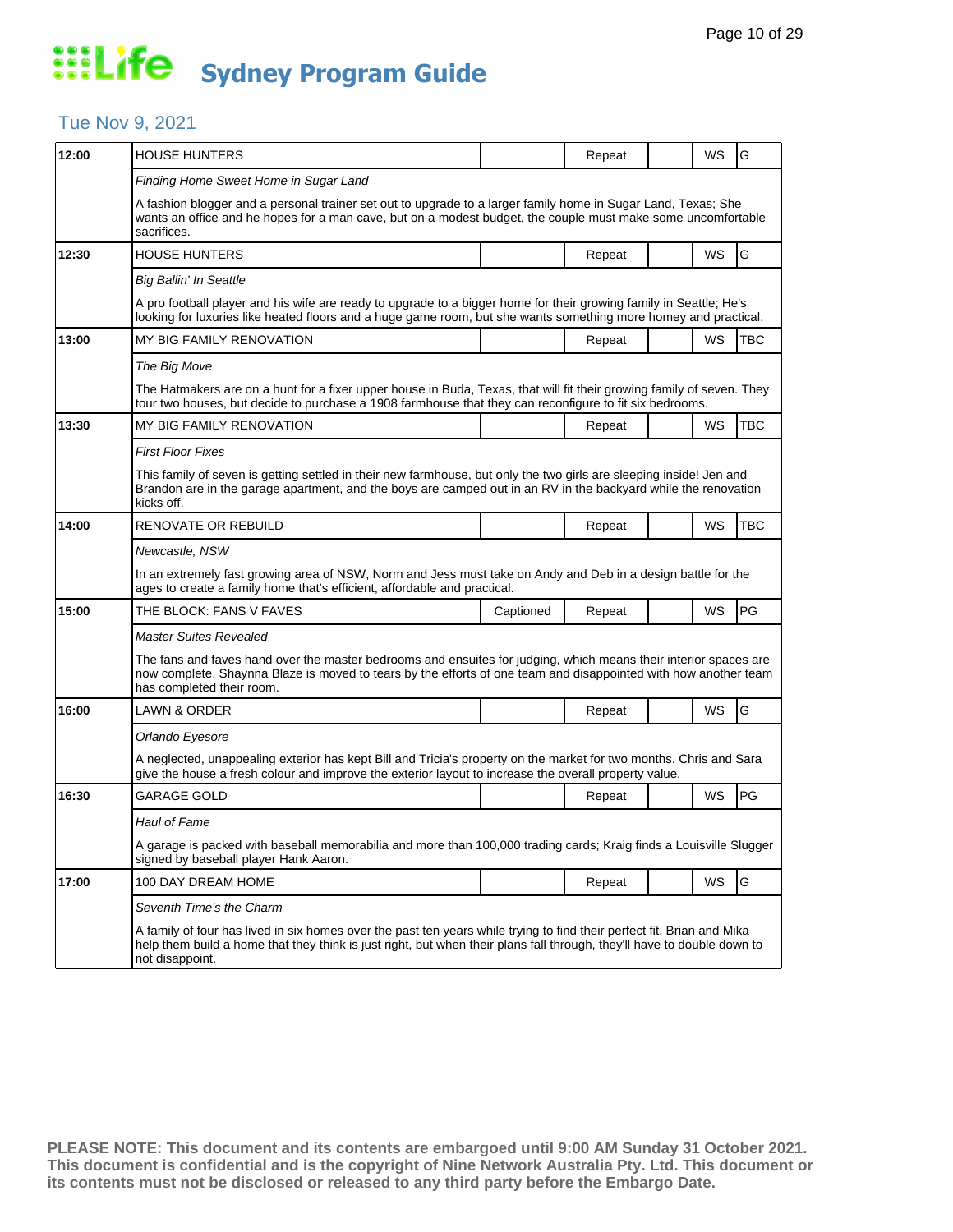# Life Sydney Program Guide

## Tue Nov 9, 2021

| Time | Program | Captioned | Repeat | | WS | Rating |
|---|---|---|---|---|---|---|
| 12:00 | HOUSE HUNTERS | | Repeat | | WS | G |
| | *Finding Home Sweet Home in Sugar Land* | | | | | |
| | A fashion blogger and a personal trainer set out to upgrade to a larger family home in Sugar Land, Texas; She wants an office and he hopes for a man cave, but on a modest budget, the couple must make some uncomfortable sacrifices. | | | | | |
| 12:30 | HOUSE HUNTERS | | Repeat | | WS | G |
| | *Big Ballin' In Seattle* | | | | | |
| | A pro football player and his wife are ready to upgrade to a bigger home for their growing family in Seattle; He's looking for luxuries like heated floors and a huge game room, but she wants something more homey and practical. | | | | | |
| 13:00 | MY BIG FAMILY RENOVATION | | Repeat | | WS | TBC |
| | *The Big Move* | | | | | |
| | The Hatmakers are on a hunt for a fixer upper house in Buda, Texas, that will fit their growing family of seven. They tour two houses, but decide to purchase a 1908 farmhouse that they can reconfigure to fit six bedrooms. | | | | | |
| 13:30 | MY BIG FAMILY RENOVATION | | Repeat | | WS | TBC |
| | *First Floor Fixes* | | | | | |
| | This family of seven is getting settled in their new farmhouse, but only the two girls are sleeping inside! Jen and Brandon are in the garage apartment, and the boys are camped out in an RV in the backyard while the renovation kicks off. | | | | | |
| 14:00 | RENOVATE OR REBUILD | | Repeat | | WS | TBC |
| | *Newcastle, NSW* | | | | | |
| | In an extremely fast growing area of NSW, Norm and Jess must take on Andy and Deb in a design battle for the ages to create a family home that's efficient, affordable and practical. | | | | | |
| 15:00 | THE BLOCK: FANS V FAVES | Captioned | Repeat | | WS | PG |
| | *Master Suites Revealed* | | | | | |
| | The fans and faves hand over the master bedrooms and ensuites for judging, which means their interior spaces are now complete. Shaynna Blaze is moved to tears by the efforts of one team and disappointed with how another team has completed their room. | | | | | |
| 16:00 | LAWN & ORDER | | Repeat | | WS | G |
| | *Orlando Eyesore* | | | | | |
| | A neglected, unappealing exterior has kept Bill and Tricia's property on the market for two months. Chris and Sara give the house a fresh colour and improve the exterior layout to increase the overall property value. | | | | | |
| 16:30 | GARAGE GOLD | | Repeat | | WS | PG |
| | *Haul of Fame* | | | | | |
| | A garage is packed with baseball memorabilia and more than 100,000 trading cards; Kraig finds a Louisville Slugger signed by baseball player Hank Aaron. | | | | | |
| 17:00 | 100 DAY DREAM HOME | | Repeat | | WS | G |
| | *Seventh Time's the Charm* | | | | | |
| | A family of four has lived in six homes over the past ten years while trying to find their perfect fit. Brian and Mika help them build a home that they think is just right, but when their plans fall through, they'll have to double down to not disappoint. | | | | | |

**PLEASE NOTE: This document and its contents are embargoed until 9:00 AM Sunday 31 October 2021. This document is confidential and is the copyright of Nine Network Australia Pty. Ltd. This document or its contents must not be disclosed or released to any third party before the Embargo Date.**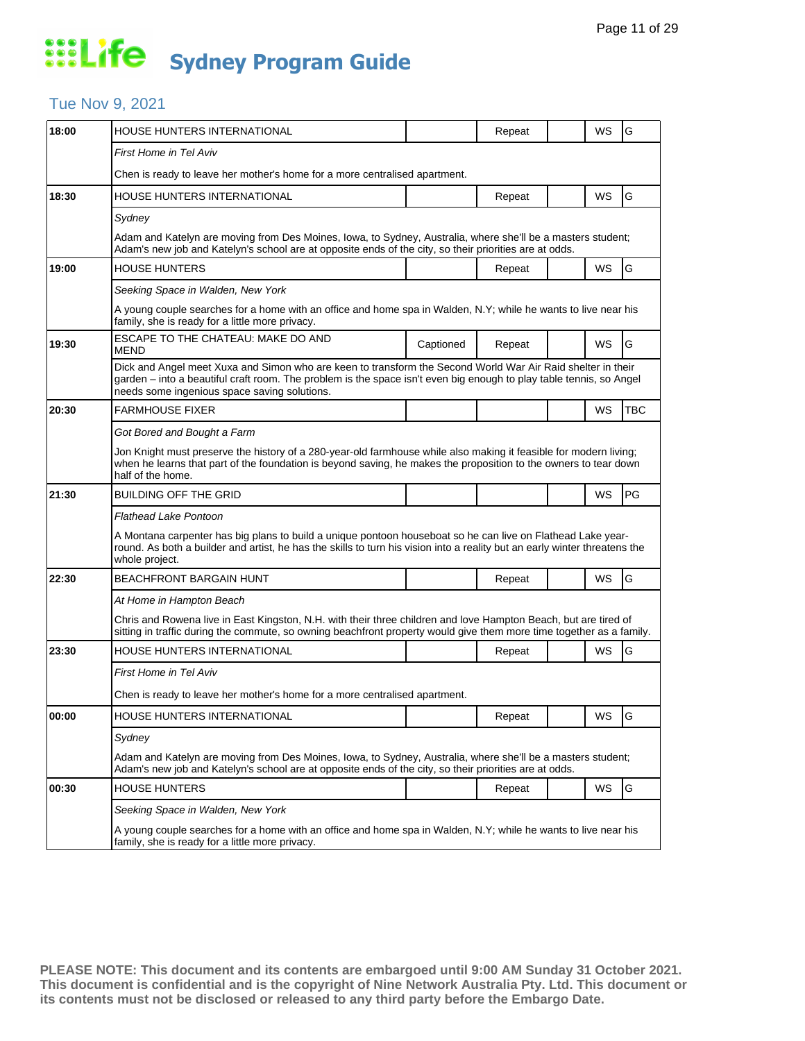# Life Sydney Program Guide

## Tue Nov 9, 2021

| Time | Program | Captioned | Repeat | | WS | Rating |
|---|---|---|---|---|---|---|
| 18:00 | HOUSE HUNTERS INTERNATIONAL | | Repeat | | WS | G |
| | *First Home in Tel Aviv* | | | | | |
| | Chen is ready to leave her mother's home for a more centralised apartment. | | | | | |
| 18:30 | HOUSE HUNTERS INTERNATIONAL | | Repeat | | WS | G |
| | *Sydney* | | | | | |
| | Adam and Katelyn are moving from Des Moines, Iowa, to Sydney, Australia, where she'll be a masters student; Adam's new job and Katelyn's school are at opposite ends of the city, so their priorities are at odds. | | | | | |
| 19:00 | HOUSE HUNTERS | | Repeat | | WS | G |
| | *Seeking Space in Walden, New York* | | | | | |
| | A young couple searches for a home with an office and home spa in Walden, N.Y; while he wants to live near his family, she is ready for a little more privacy. | | | | | |
| 19:30 | ESCAPE TO THE CHATEAU: MAKE DO AND MEND | Captioned | Repeat | | WS | G |
| | Dick and Angel meet Xuxa and Simon who are keen to transform the Second World War Air Raid shelter in their garden – into a beautiful craft room. The problem is the space isn't even big enough to play table tennis, so Angel needs some ingenious space saving solutions. | | | | | |
| 20:30 | FARMHOUSE FIXER | | | | WS | TBC |
| | *Got Bored and Bought a Farm* | | | | | |
| | Jon Knight must preserve the history of a 280-year-old farmhouse while also making it feasible for modern living; when he learns that part of the foundation is beyond saving, he makes the proposition to the owners to tear down half of the home. | | | | | |
| 21:30 | BUILDING OFF THE GRID | | | | WS | PG |
| | *Flathead Lake Pontoon* | | | | | |
| | A Montana carpenter has big plans to build a unique pontoon houseboat so he can live on Flathead Lake year-round. As both a builder and artist, he has the skills to turn his vision into a reality but an early winter threatens the whole project. | | | | | |
| 22:30 | BEACHFRONT BARGAIN HUNT | | Repeat | | WS | G |
| | *At Home in Hampton Beach* | | | | | |
| | Chris and Rowena live in East Kingston, N.H. with their three children and love Hampton Beach, but are tired of sitting in traffic during the commute, so owning beachfront property would give them more time together as a family. | | | | | |
| 23:30 | HOUSE HUNTERS INTERNATIONAL | | Repeat | | WS | G |
| | *First Home in Tel Aviv* | | | | | |
| | Chen is ready to leave her mother's home for a more centralised apartment. | | | | | |
| 00:00 | HOUSE HUNTERS INTERNATIONAL | | Repeat | | WS | G |
| | *Sydney* | | | | | |
| | Adam and Katelyn are moving from Des Moines, Iowa, to Sydney, Australia, where she'll be a masters student; Adam's new job and Katelyn's school are at opposite ends of the city, so their priorities are at odds. | | | | | |
| 00:30 | HOUSE HUNTERS | | Repeat | | WS | G |
| | *Seeking Space in Walden, New York* | | | | | |
| | A young couple searches for a home with an office and home spa in Walden, N.Y; while he wants to live near his family, she is ready for a little more privacy. | | | | | |

**PLEASE NOTE: This document and its contents are embargoed until 9:00 AM Sunday 31 October 2021. This document is confidential and is the copyright of Nine Network Australia Pty. Ltd. This document or its contents must not be disclosed or released to any third party before the Embargo Date.**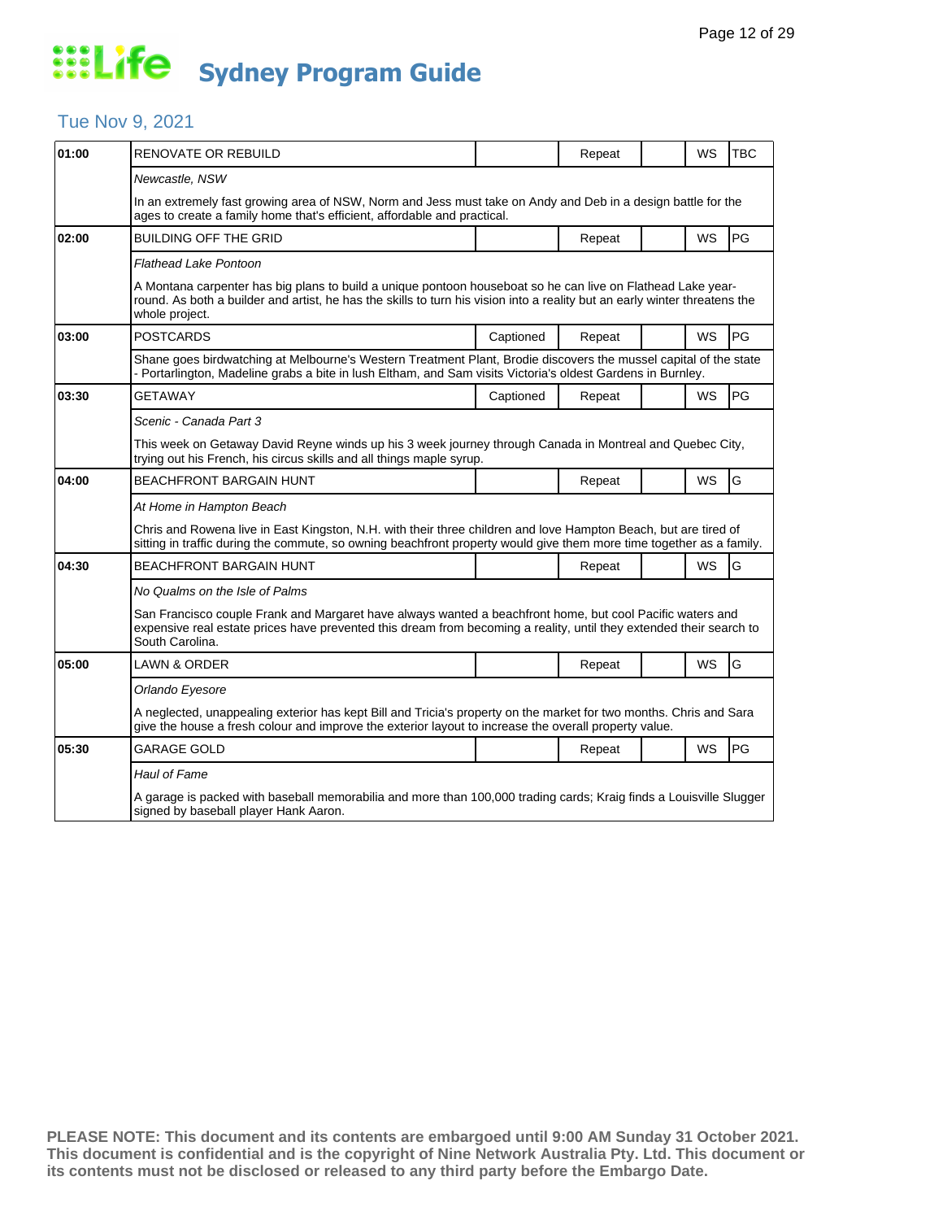# Life Sydney Program Guide

## Tue Nov 9, 2021

| Time | Program | Captioned | Repeat | | WS | Rating |
|---|---|---|---|---|---|---|
| 01:00 | RENOVATE OR REBUILD | | Repeat | | WS | TBC |
| | *Newcastle, NSW* | | | | | |
| | In an extremely fast growing area of NSW, Norm and Jess must take on Andy and Deb in a design battle for the ages to create a family home that's efficient, affordable and practical. | | | | | |
| 02:00 | BUILDING OFF THE GRID | | Repeat | | WS | PG |
| | *Flathead Lake Pontoon* | | | | | |
| | A Montana carpenter has big plans to build a unique pontoon houseboat so he can live on Flathead Lake year-round. As both a builder and artist, he has the skills to turn his vision into a reality but an early winter threatens the whole project. | | | | | |
| 03:00 | POSTCARDS | Captioned | Repeat | | WS | PG |
| | Shane goes birdwatching at Melbourne's Western Treatment Plant, Brodie discovers the mussel capital of the state - Portarlington, Madeline grabs a bite in lush Eltham, and Sam visits Victoria's oldest Gardens in Burnley. | | | | | |
| 03:30 | GETAWAY | Captioned | Repeat | | WS | PG |
| | *Scenic - Canada Part 3* | | | | | |
| | This week on Getaway David Reyne winds up his 3 week journey through Canada in Montreal and Quebec City, trying out his French, his circus skills and all things maple syrup. | | | | | |
| 04:00 | BEACHFRONT BARGAIN HUNT | | Repeat | | WS | G |
| | *At Home in Hampton Beach* | | | | | |
| | Chris and Rowena live in East Kingston, N.H. with their three children and love Hampton Beach, but are tired of sitting in traffic during the commute, so owning beachfront property would give them more time together as a family. | | | | | |
| 04:30 | BEACHFRONT BARGAIN HUNT | | Repeat | | WS | G |
| | *No Qualms on the Isle of Palms* | | | | | |
| | San Francisco couple Frank and Margaret have always wanted a beachfront home, but cool Pacific waters and expensive real estate prices have prevented this dream from becoming a reality, until they extended their search to South Carolina. | | | | | |
| 05:00 | LAWN & ORDER | | Repeat | | WS | G |
| | *Orlando Eyesore* | | | | | |
| | A neglected, unappealing exterior has kept Bill and Tricia's property on the market for two months. Chris and Sara give the house a fresh colour and improve the exterior layout to increase the overall property value. | | | | | |
| 05:30 | GARAGE GOLD | | Repeat | | WS | PG |
| | *Haul of Fame* | | | | | |
| | A garage is packed with baseball memorabilia and more than 100,000 trading cards; Kraig finds a Louisville Slugger signed by baseball player Hank Aaron. | | | | | |

**PLEASE NOTE: This document and its contents are embargoed until 9:00 AM Sunday 31 October 2021. This document is confidential and is the copyright of Nine Network Australia Pty. Ltd. This document or its contents must not be disclosed or released to any third party before the Embargo Date.**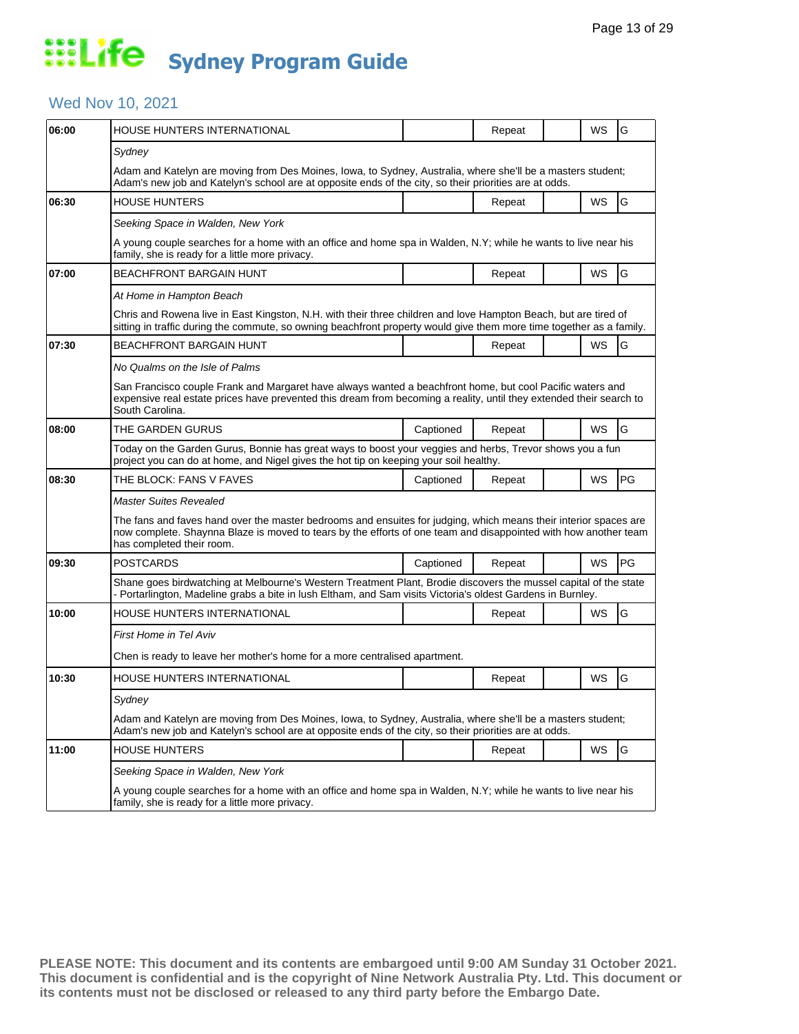# Life Sydney Program Guide

## Wed Nov 10, 2021

| Time | Program | Captioned | Repeat | | WS | Rating |
|---|---|---|---|---|---|---|
| 06:00 | HOUSE HUNTERS INTERNATIONAL | | Repeat | | WS | G |
| | *Sydney* | | | | | |
| | Adam and Katelyn are moving from Des Moines, Iowa, to Sydney, Australia, where she'll be a masters student; Adam's new job and Katelyn's school are at opposite ends of the city, so their priorities are at odds. | | | | | |
| 06:30 | HOUSE HUNTERS | | Repeat | | WS | G |
| | *Seeking Space in Walden, New York* | | | | | |
| | A young couple searches for a home with an office and home spa in Walden, N.Y; while he wants to live near his family, she is ready for a little more privacy. | | | | | |
| 07:00 | BEACHFRONT BARGAIN HUNT | | Repeat | | WS | G |
| | *At Home in Hampton Beach* | | | | | |
| | Chris and Rowena live in East Kingston, N.H. with their three children and love Hampton Beach, but are tired of sitting in traffic during the commute, so owning beachfront property would give them more time together as a family. | | | | | |
| 07:30 | BEACHFRONT BARGAIN HUNT | | Repeat | | WS | G |
| | *No Qualms on the Isle of Palms* | | | | | |
| | San Francisco couple Frank and Margaret have always wanted a beachfront home, but cool Pacific waters and expensive real estate prices have prevented this dream from becoming a reality, until they extended their search to South Carolina. | | | | | |
| 08:00 | THE GARDEN GURUS | Captioned | Repeat | | WS | G |
| | Today on the Garden Gurus, Bonnie has great ways to boost your veggies and herbs, Trevor shows you a fun project you can do at home, and Nigel gives the hot tip on keeping your soil healthy. | | | | | |
| 08:30 | THE BLOCK: FANS V FAVES | Captioned | Repeat | | WS | PG |
| | *Master Suites Revealed* | | | | | |
| | The fans and faves hand over the master bedrooms and ensuites for judging, which means their interior spaces are now complete. Shaynna Blaze is moved to tears by the efforts of one team and disappointed with how another team has completed their room. | | | | | |
| 09:30 | POSTCARDS | Captioned | Repeat | | WS | PG |
| | Shane goes birdwatching at Melbourne's Western Treatment Plant, Brodie discovers the mussel capital of the state - Portarlington, Madeline grabs a bite in lush Eltham, and Sam visits Victoria's oldest Gardens in Burnley. | | | | | |
| 10:00 | HOUSE HUNTERS INTERNATIONAL | | Repeat | | WS | G |
| | *First Home in Tel Aviv* | | | | | |
| | Chen is ready to leave her mother's home for a more centralised apartment. | | | | | |
| 10:30 | HOUSE HUNTERS INTERNATIONAL | | Repeat | | WS | G |
| | *Sydney* | | | | | |
| | Adam and Katelyn are moving from Des Moines, Iowa, to Sydney, Australia, where she'll be a masters student; Adam's new job and Katelyn's school are at opposite ends of the city, so their priorities are at odds. | | | | | |
| 11:00 | HOUSE HUNTERS | | Repeat | | WS | G |
| | *Seeking Space in Walden, New York* | | | | | |
| | A young couple searches for a home with an office and home spa in Walden, N.Y; while he wants to live near his family, she is ready for a little more privacy. | | | | | |

**PLEASE NOTE: This document and its contents are embargoed until 9:00 AM Sunday 31 October 2021. This document is confidential and is the copyright of Nine Network Australia Pty. Ltd. This document or its contents must not be disclosed or released to any third party before the Embargo Date.**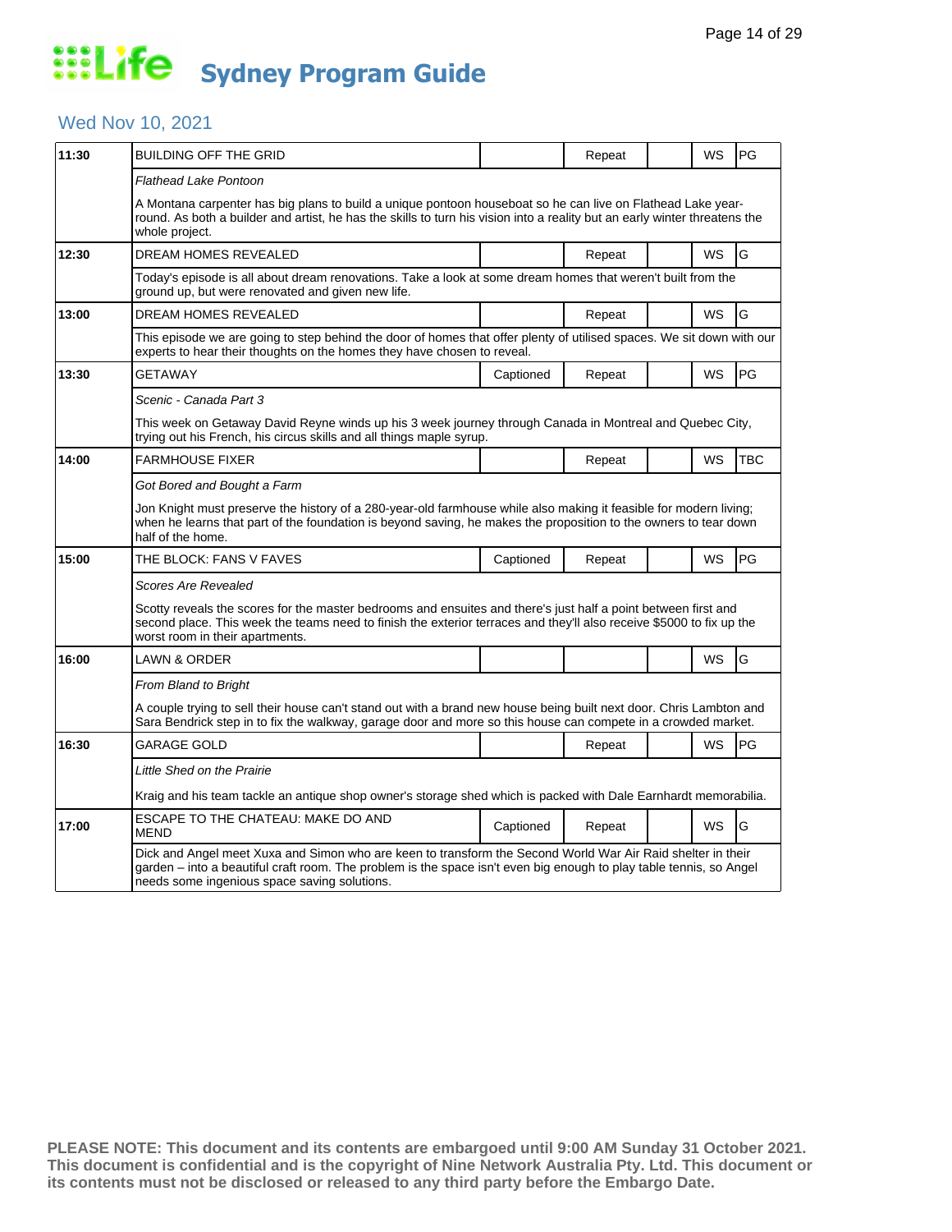# Life Sydney Program Guide

## Wed Nov 10, 2021

| Time | Program | Captioned | Repeat | | WS | Rating |
|---|---|---|---|---|---|---|
| 11:30 | BUILDING OFF THE GRID | | Repeat | | WS | PG |
| | *Flathead Lake Pontoon*<br><br>A Montana carpenter has big plans to build a unique pontoon houseboat so he can live on Flathead Lake year-round. As both a builder and artist, he has the skills to turn his vision into a reality but an early winter threatens the whole project. | | | | | |
| 12:30 | DREAM HOMES REVEALED | | Repeat | | WS | G |
| | Today's episode is all about dream renovations. Take a look at some dream homes that weren't built from the ground up, but were renovated and given new life. | | | | | |
| 13:00 | DREAM HOMES REVEALED | | Repeat | | WS | G |
| | This episode we are going to step behind the door of homes that offer plenty of utilised spaces. We sit down with our experts to hear their thoughts on the homes they have chosen to reveal. | | | | | |
| 13:30 | GETAWAY | Captioned | Repeat | | WS | PG |
| | *Scenic - Canada Part 3*<br><br>This week on Getaway David Reyne winds up his 3 week journey through Canada in Montreal and Quebec City, trying out his French, his circus skills and all things maple syrup. | | | | | |
| 14:00 | FARMHOUSE FIXER | | Repeat | | WS | TBC |
| | *Got Bored and Bought a Farm*<br><br>Jon Knight must preserve the history of a 280-year-old farmhouse while also making it feasible for modern living; when he learns that part of the foundation is beyond saving, he makes the proposition to the owners to tear down half of the home. | | | | | |
| 15:00 | THE BLOCK: FANS V FAVES | Captioned | Repeat | | WS | PG |
| | *Scores Are Revealed*<br><br>Scotty reveals the scores for the master bedrooms and ensuites and there's just half a point between first and second place. This week the teams need to finish the exterior terraces and they'll also receive $5000 to fix up the worst room in their apartments. | | | | | |
| 16:00 | LAWN & ORDER | | | | WS | G |
| | *From Bland to Bright*<br><br>A couple trying to sell their house can't stand out with a brand new house being built next door. Chris Lambton and Sara Bendrick step in to fix the walkway, garage door and more so this house can compete in a crowded market. | | | | | |
| 16:30 | GARAGE GOLD | | Repeat | | WS | PG |
| | *Little Shed on the Prairie*<br><br>Kraig and his team tackle an antique shop owner's storage shed which is packed with Dale Earnhardt memorabilia. | | | | | |
| 17:00 | ESCAPE TO THE CHATEAU: MAKE DO AND MEND | Captioned | Repeat | | WS | G |
| | Dick and Angel meet Xuxa and Simon who are keen to transform the Second World War Air Raid shelter in their garden – into a beautiful craft room. The problem is the space isn't even big enough to play table tennis, so Angel needs some ingenious space saving solutions. | | | | | |

**PLEASE NOTE: This document and its contents are embargoed until 9:00 AM Sunday 31 October 2021. This document is confidential and is the copyright of Nine Network Australia Pty. Ltd. This document or its contents must not be disclosed or released to any third party before the Embargo Date.**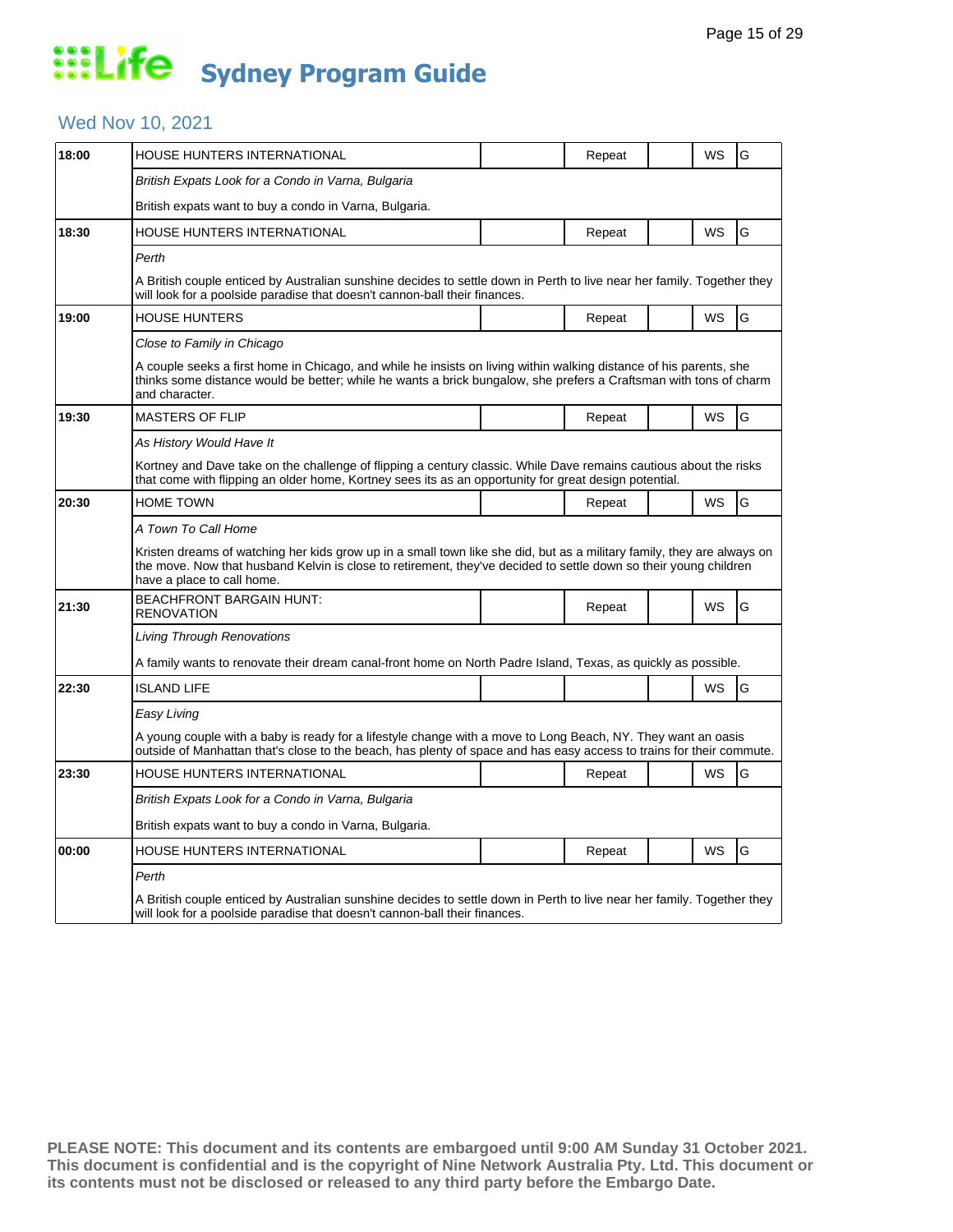# Life Sydney Program Guide

## Wed Nov 10, 2021

| Time | Program | | Status | | Format | Rating |
|---|---|---|---|---|---|---|
| 18:00 | HOUSE HUNTERS INTERNATIONAL | | Repeat | | WS | G |
| | *British Expats Look for a Condo in Varna, Bulgaria* | | | | | |
| | British expats want to buy a condo in Varna, Bulgaria. | | | | | |
| 18:30 | HOUSE HUNTERS INTERNATIONAL | | Repeat | | WS | G |
| | *Perth* | | | | | |
| | A British couple enticed by Australian sunshine decides to settle down in Perth to live near her family. Together they will look for a poolside paradise that doesn't cannon-ball their finances. | | | | | |
| 19:00 | HOUSE HUNTERS | | Repeat | | WS | G |
| | *Close to Family in Chicago* | | | | | |
| | A couple seeks a first home in Chicago, and while he insists on living within walking distance of his parents, she thinks some distance would be better; while he wants a brick bungalow, she prefers a Craftsman with tons of charm and character. | | | | | |
| 19:30 | MASTERS OF FLIP | | Repeat | | WS | G |
| | *As History Would Have It* | | | | | |
| | Kortney and Dave take on the challenge of flipping a century classic. While Dave remains cautious about the risks that come with flipping an older home, Kortney sees its as an opportunity for great design potential. | | | | | |
| 20:30 | HOME TOWN | | Repeat | | WS | G |
| | *A Town To Call Home* | | | | | |
| | Kristen dreams of watching her kids grow up in a small town like she did, but as a military family, they are always on the move. Now that husband Kelvin is close to retirement, they've decided to settle down so their young children have a place to call home. | | | | | |
| 21:30 | BEACHFRONT BARGAIN HUNT: RENOVATION | | Repeat | | WS | G |
| | *Living Through Renovations* | | | | | |
| | A family wants to renovate their dream canal-front home on North Padre Island, Texas, as quickly as possible. | | | | | |
| 22:30 | ISLAND LIFE | | | | WS | G |
| | *Easy Living* | | | | | |
| | A young couple with a baby is ready for a lifestyle change with a move to Long Beach, NY. They want an oasis outside of Manhattan that's close to the beach, has plenty of space and has easy access to trains for their commute. | | | | | |
| 23:30 | HOUSE HUNTERS INTERNATIONAL | | Repeat | | WS | G |
| | *British Expats Look for a Condo in Varna, Bulgaria* | | | | | |
| | British expats want to buy a condo in Varna, Bulgaria. | | | | | |
| 00:00 | HOUSE HUNTERS INTERNATIONAL | | Repeat | | WS | G |
| | *Perth* | | | | | |
| | A British couple enticed by Australian sunshine decides to settle down in Perth to live near her family. Together they will look for a poolside paradise that doesn't cannon-ball their finances. | | | | | |

**PLEASE NOTE: This document and its contents are embargoed until 9:00 AM Sunday 31 October 2021. This document is confidential and is the copyright of Nine Network Australia Pty. Ltd. This document or its contents must not be disclosed or released to any third party before the Embargo Date.**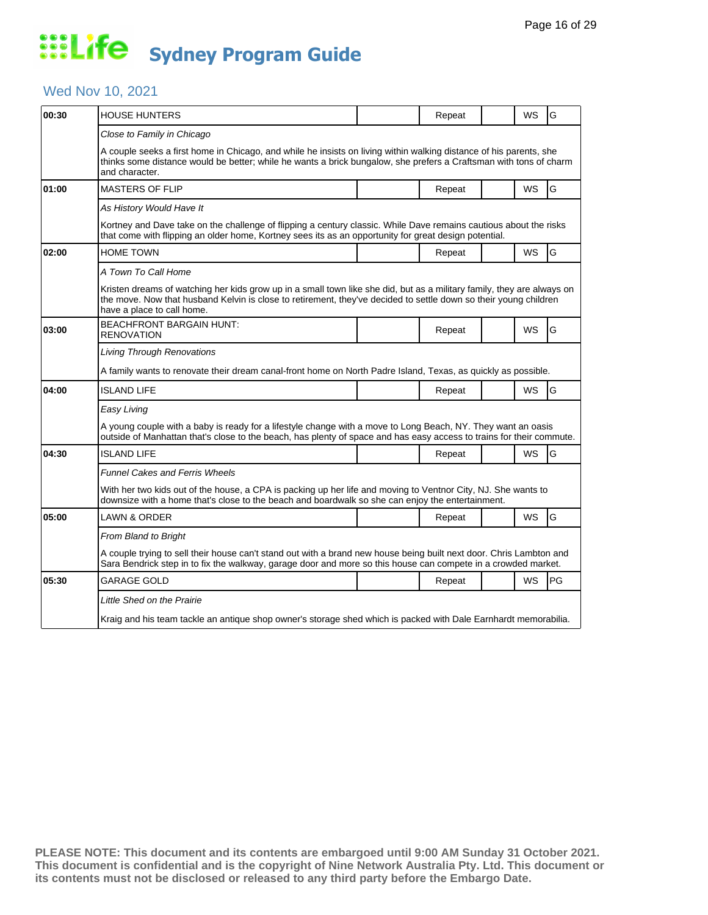# Life Sydney Program Guide

## Wed Nov 10, 2021

| Time | Program | | Status | | Format | Rating |
|---|---|---|---|---|---|---|
| 00:30 | HOUSE HUNTERS | | Repeat | | WS | G |
| | *Close to Family in Chicago* | | | | | |
| | A couple seeks a first home in Chicago, and while he insists on living within walking distance of his parents, she thinks some distance would be better; while he wants a brick bungalow, she prefers a Craftsman with tons of charm and character. | | | | | |
| 01:00 | MASTERS OF FLIP | | Repeat | | WS | G |
| | *As History Would Have It* | | | | | |
| | Kortney and Dave take on the challenge of flipping a century classic. While Dave remains cautious about the risks that come with flipping an older home, Kortney sees its as an opportunity for great design potential. | | | | | |
| 02:00 | HOME TOWN | | Repeat | | WS | G |
| | *A Town To Call Home* | | | | | |
| | Kristen dreams of watching her kids grow up in a small town like she did, but as a military family, they are always on the move. Now that husband Kelvin is close to retirement, they've decided to settle down so their young children have a place to call home. | | | | | |
| 03:00 | BEACHFRONT BARGAIN HUNT: RENOVATION | | Repeat | | WS | G |
| | *Living Through Renovations* | | | | | |
| | A family wants to renovate their dream canal-front home on North Padre Island, Texas, as quickly as possible. | | | | | |
| 04:00 | ISLAND LIFE | | Repeat | | WS | G |
| | *Easy Living* | | | | | |
| | A young couple with a baby is ready for a lifestyle change with a move to Long Beach, NY. They want an oasis outside of Manhattan that's close to the beach, has plenty of space and has easy access to trains for their commute. | | | | | |
| 04:30 | ISLAND LIFE | | Repeat | | WS | G |
| | *Funnel Cakes and Ferris Wheels* | | | | | |
| | With her two kids out of the house, a CPA is packing up her life and moving to Ventnor City, NJ. She wants to downsize with a home that's close to the beach and boardwalk so she can enjoy the entertainment. | | | | | |
| 05:00 | LAWN & ORDER | | Repeat | | WS | G |
| | *From Bland to Bright* | | | | | |
| | A couple trying to sell their house can't stand out with a brand new house being built next door. Chris Lambton and Sara Bendrick step in to fix the walkway, garage door and more so this house can compete in a crowded market. | | | | | |
| 05:30 | GARAGE GOLD | | Repeat | | WS | PG |
| | *Little Shed on the Prairie* | | | | | |
| | Kraig and his team tackle an antique shop owner's storage shed which is packed with Dale Earnhardt memorabilia. | | | | | |

**PLEASE NOTE: This document and its contents are embargoed until 9:00 AM Sunday 31 October 2021. This document is confidential and is the copyright of Nine Network Australia Pty. Ltd. This document or its contents must not be disclosed or released to any third party before the Embargo Date.**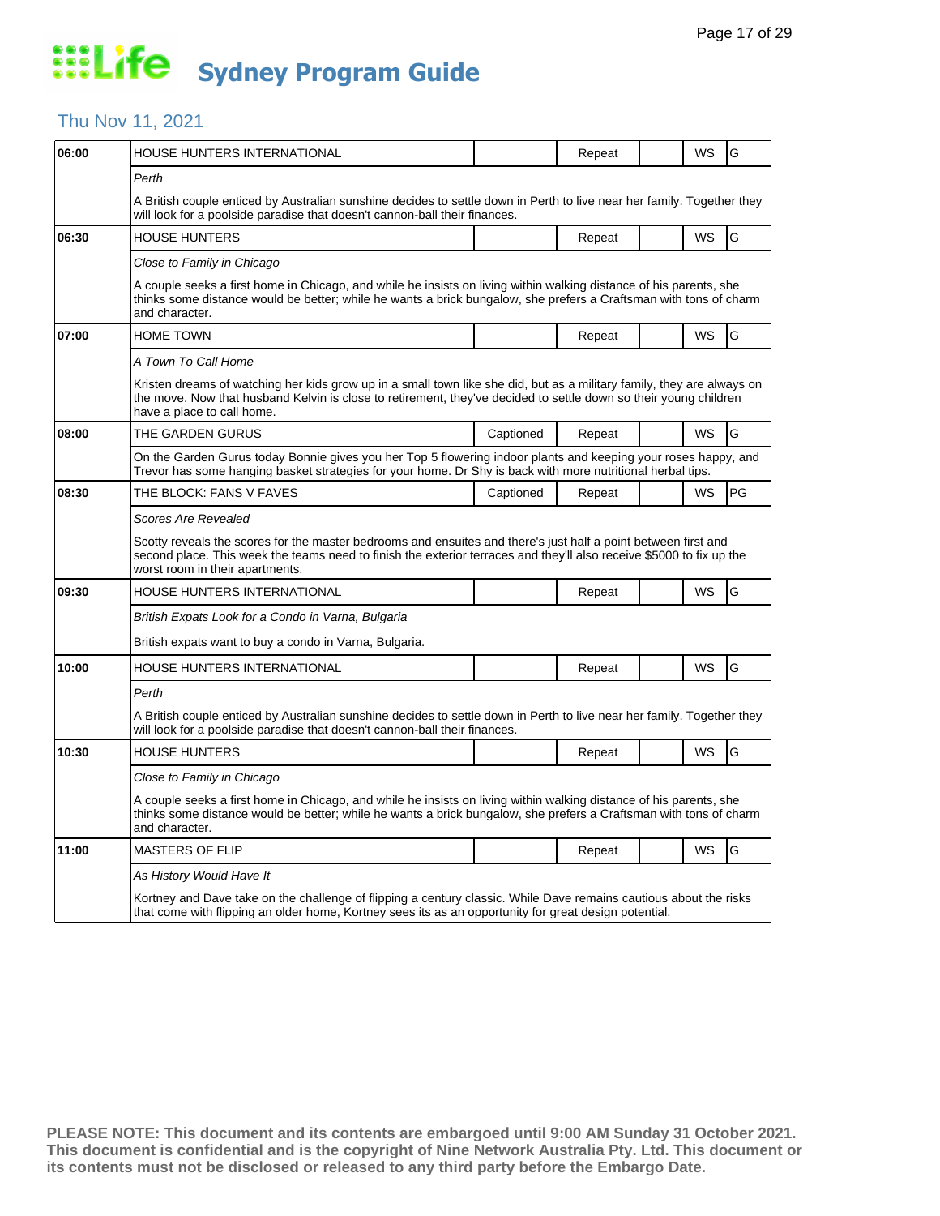# Life Sydney Program Guide

## Thu Nov 11, 2021

| Time | Program | Captioned | Repeat | | WS | Rating |
|---|---|---|---|---|---|---|
| **06:00** | HOUSE HUNTERS INTERNATIONAL | | Repeat | | WS | G |
| | *Perth* | | | | | |
| | A British couple enticed by Australian sunshine decides to settle down in Perth to live near her family. Together they will look for a poolside paradise that doesn't cannon-ball their finances. | | | | | |
| **06:30** | HOUSE HUNTERS | | Repeat | | WS | G |
| | *Close to Family in Chicago* | | | | | |
| | A couple seeks a first home in Chicago, and while he insists on living within walking distance of his parents, she thinks some distance would be better; while he wants a brick bungalow, she prefers a Craftsman with tons of charm and character. | | | | | |
| **07:00** | HOME TOWN | | Repeat | | WS | G |
| | *A Town To Call Home* | | | | | |
| | Kristen dreams of watching her kids grow up in a small town like she did, but as a military family, they are always on the move. Now that husband Kelvin is close to retirement, they've decided to settle down so their young children have a place to call home. | | | | | |
| **08:00** | THE GARDEN GURUS | Captioned | Repeat | | WS | G |
| | On the Garden Gurus today Bonnie gives you her Top 5 flowering indoor plants and keeping your roses happy, and Trevor has some hanging basket strategies for your home. Dr Shy is back with more nutritional herbal tips. | | | | | |
| **08:30** | THE BLOCK: FANS V FAVES | Captioned | Repeat | | WS | PG |
| | *Scores Are Revealed* | | | | | |
| | Scotty reveals the scores for the master bedrooms and ensuites and there's just half a point between first and second place. This week the teams need to finish the exterior terraces and they'll also receive $5000 to fix up the worst room in their apartments. | | | | | |
| **09:30** | HOUSE HUNTERS INTERNATIONAL | | Repeat | | WS | G |
| | *British Expats Look for a Condo in Varna, Bulgaria* | | | | | |
| | British expats want to buy a condo in Varna, Bulgaria. | | | | | |
| **10:00** | HOUSE HUNTERS INTERNATIONAL | | Repeat | | WS | G |
| | *Perth* | | | | | |
| | A British couple enticed by Australian sunshine decides to settle down in Perth to live near her family. Together they will look for a poolside paradise that doesn't cannon-ball their finances. | | | | | |
| **10:30** | HOUSE HUNTERS | | Repeat | | WS | G |
| | *Close to Family in Chicago* | | | | | |
| | A couple seeks a first home in Chicago, and while he insists on living within walking distance of his parents, she thinks some distance would be better; while he wants a brick bungalow, she prefers a Craftsman with tons of charm and character. | | | | | |
| **11:00** | MASTERS OF FLIP | | Repeat | | WS | G |
| | *As History Would Have It* | | | | | |
| | Kortney and Dave take on the challenge of flipping a century classic. While Dave remains cautious about the risks that come with flipping an older home, Kortney sees its as an opportunity for great design potential. | | | | | |

**PLEASE NOTE: This document and its contents are embargoed until 9:00 AM Sunday 31 October 2021. This document is confidential and is the copyright of Nine Network Australia Pty. Ltd. This document or its contents must not be disclosed or released to any third party before the Embargo Date.**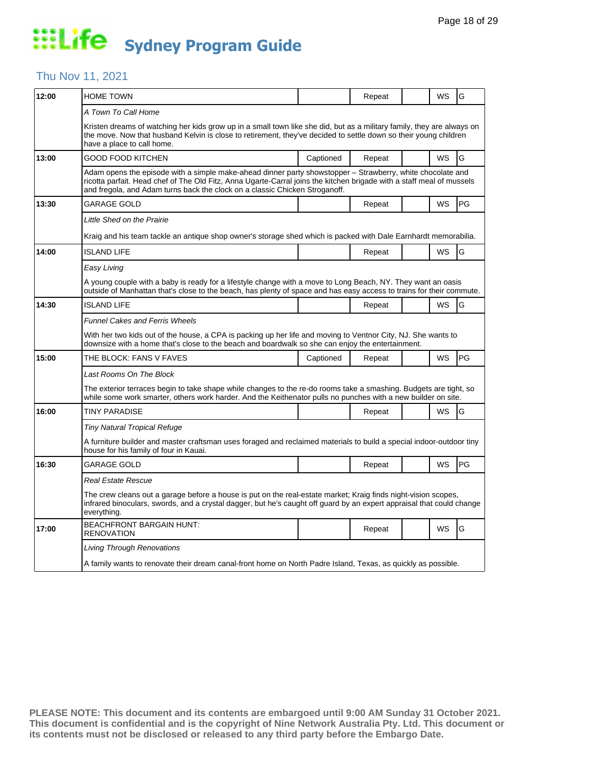# Life Sydney Program Guide

## Thu Nov 11, 2021

| Time | Program | Captioned | Repeat | | WS | Rating |
|---|---|---|---|---|---|---|
| **12:00** | HOME TOWN | | Repeat | | WS | G |
| | *A Town To Call Home* | | | | | |
| | Kristen dreams of watching her kids grow up in a small town like she did, but as a military family, they are always on the move. Now that husband Kelvin is close to retirement, they've decided to settle down so their young children have a place to call home. | | | | | |
| **13:00** | GOOD FOOD KITCHEN | Captioned | Repeat | | WS | G |
| | Adam opens the episode with a simple make-ahead dinner party showstopper – Strawberry, white chocolate and ricotta parfait. Head chef of The Old Fitz, Anna Ugarte-Carral joins the kitchen brigade with a staff meal of mussels and fregola, and Adam turns back the clock on a classic Chicken Stroganoff. | | | | | |
| **13:30** | GARAGE GOLD | | Repeat | | WS | PG |
| | *Little Shed on the Prairie* | | | | | |
| | Kraig and his team tackle an antique shop owner's storage shed which is packed with Dale Earnhardt memorabilia. | | | | | |
| **14:00** | ISLAND LIFE | | Repeat | | WS | G |
| | *Easy Living* | | | | | |
| | A young couple with a baby is ready for a lifestyle change with a move to Long Beach, NY. They want an oasis outside of Manhattan that's close to the beach, has plenty of space and has easy access to trains for their commute. | | | | | |
| **14:30** | ISLAND LIFE | | Repeat | | WS | G |
| | *Funnel Cakes and Ferris Wheels* | | | | | |
| | With her two kids out of the house, a CPA is packing up her life and moving to Ventnor City, NJ. She wants to downsize with a home that's close to the beach and boardwalk so she can enjoy the entertainment. | | | | | |
| **15:00** | THE BLOCK: FANS V FAVES | Captioned | Repeat | | WS | PG |
| | *Last Rooms On The Block* | | | | | |
| | The exterior terraces begin to take shape while changes to the re-do rooms take a smashing. Budgets are tight, so while some work smarter, others work harder. And the Keithenator pulls no punches with a new builder on site. | | | | | |
| **16:00** | TINY PARADISE | | Repeat | | WS | G |
| | *Tiny Natural Tropical Refuge* | | | | | |
| | A furniture builder and master craftsman uses foraged and reclaimed materials to build a special indoor-outdoor tiny house for his family of four in Kauai. | | | | | |
| **16:30** | GARAGE GOLD | | Repeat | | WS | PG |
| | *Real Estate Rescue* | | | | | |
| | The crew cleans out a garage before a house is put on the real-estate market; Kraig finds night-vision scopes, infrared binoculars, swords, and a crystal dagger, but he's caught off guard by an expert appraisal that could change everything. | | | | | |
| **17:00** | BEACHFRONT BARGAIN HUNT: RENOVATION | | Repeat | | WS | G |
| | *Living Through Renovations* | | | | | |
| | A family wants to renovate their dream canal-front home on North Padre Island, Texas, as quickly as possible. | | | | | |

**PLEASE NOTE: This document and its contents are embargoed until 9:00 AM Sunday 31 October 2021. This document is confidential and is the copyright of Nine Network Australia Pty. Ltd. This document or its contents must not be disclosed or released to any third party before the Embargo Date.**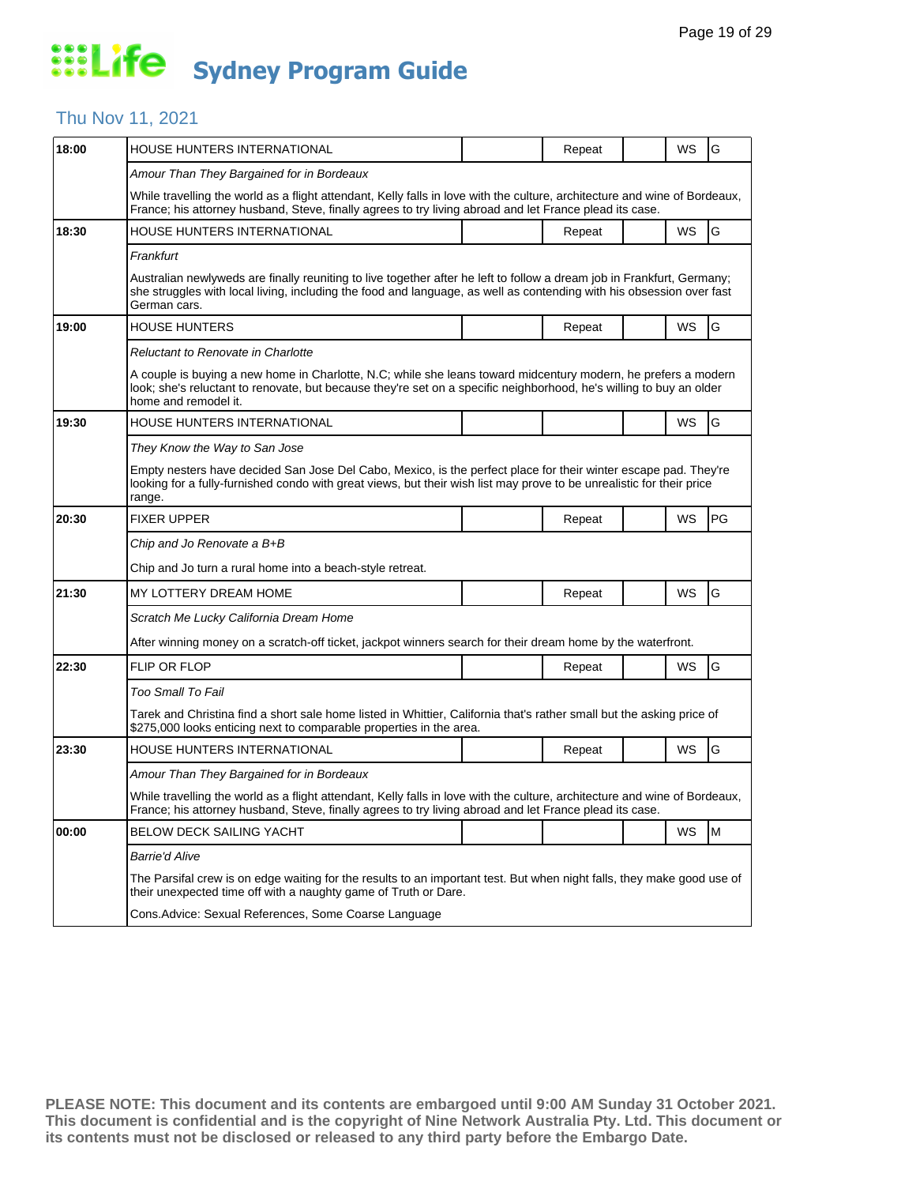# Life Sydney Program Guide

## Thu Nov 11, 2021

| Time | Program | | Status | | Format | Rating |
|---|---|---|---|---|---|---|
| 18:00 | HOUSE HUNTERS INTERNATIONAL | | Repeat | | WS | G |
| | *Amour Than They Bargained for in Bordeaux* | | | | | |
| | While travelling the world as a flight attendant, Kelly falls in love with the culture, architecture and wine of Bordeaux, France; his attorney husband, Steve, finally agrees to try living abroad and let France plead its case. | | | | | |
| 18:30 | HOUSE HUNTERS INTERNATIONAL | | Repeat | | WS | G |
| | *Frankfurt* | | | | | |
| | Australian newlyweds are finally reuniting to live together after he left to follow a dream job in Frankfurt, Germany; she struggles with local living, including the food and language, as well as contending with his obsession over fast German cars. | | | | | |
| 19:00 | HOUSE HUNTERS | | Repeat | | WS | G |
| | *Reluctant to Renovate in Charlotte* | | | | | |
| | A couple is buying a new home in Charlotte, N.C; while she leans toward midcentury modern, he prefers a modern look; she's reluctant to renovate, but because they're set on a specific neighborhood, he's willing to buy an older home and remodel it. | | | | | |
| 19:30 | HOUSE HUNTERS INTERNATIONAL | | | | WS | G |
| | *They Know the Way to San Jose* | | | | | |
| | Empty nesters have decided San Jose Del Cabo, Mexico, is the perfect place for their winter escape pad. They're looking for a fully-furnished condo with great views, but their wish list may prove to be unrealistic for their price range. | | | | | |
| 20:30 | FIXER UPPER | | Repeat | | WS | PG |
| | *Chip and Jo Renovate a B+B* | | | | | |
| | Chip and Jo turn a rural home into a beach-style retreat. | | | | | |
| 21:30 | MY LOTTERY DREAM HOME | | Repeat | | WS | G |
| | *Scratch Me Lucky California Dream Home* | | | | | |
| | After winning money on a scratch-off ticket, jackpot winners search for their dream home by the waterfront. | | | | | |
| 22:30 | FLIP OR FLOP | | Repeat | | WS | G |
| | *Too Small To Fail* | | | | | |
| | Tarek and Christina find a short sale home listed in Whittier, California that's rather small but the asking price of $275,000 looks enticing next to comparable properties in the area. | | | | | |
| 23:30 | HOUSE HUNTERS INTERNATIONAL | | Repeat | | WS | G |
| | *Amour Than They Bargained for in Bordeaux* | | | | | |
| | While travelling the world as a flight attendant, Kelly falls in love with the culture, architecture and wine of Bordeaux, France; his attorney husband, Steve, finally agrees to try living abroad and let France plead its case. | | | | | |
| 00:00 | BELOW DECK SAILING YACHT | | | | WS | M |
| | *Barrie'd Alive* | | | | | |
| | The Parsifal crew is on edge waiting for the results to an important test. But when night falls, they make good use of their unexpected time off with a naughty game of Truth or Dare. | | | | | |
| | Cons.Advice: Sexual References, Some Coarse Language | | | | | |

**PLEASE NOTE: This document and its contents are embargoed until 9:00 AM Sunday 31 October 2021. This document is confidential and is the copyright of Nine Network Australia Pty. Ltd. This document or its contents must not be disclosed or released to any third party before the Embargo Date.**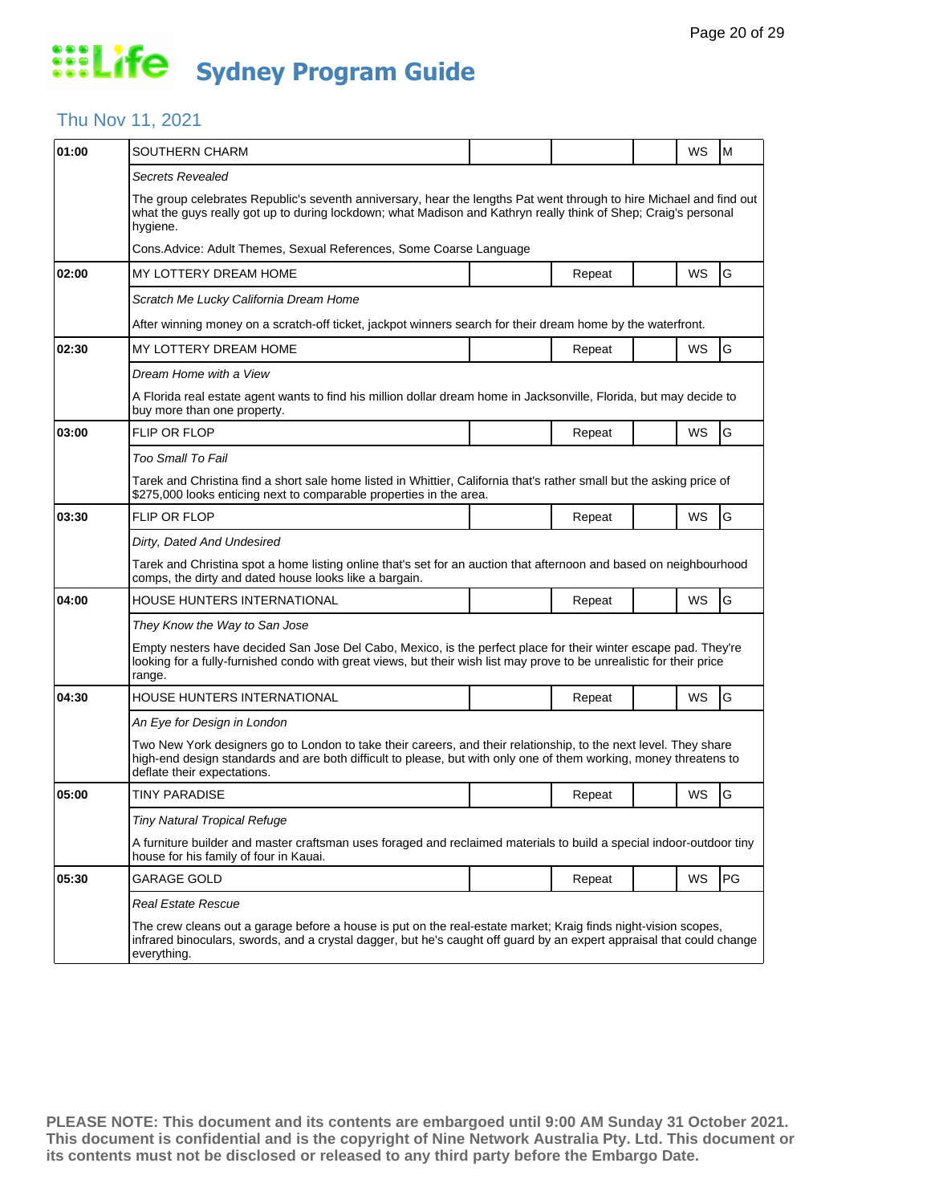# Life Sydney Program Guide

## Thu Nov 11, 2021

| Time | Program | | | | | |
|---|---|---|---|---|---|---|
| 01:00 | SOUTHERN CHARM | | | | WS | M |
| | *Secrets Revealed* | | | | | |
| | The group celebrates Republic's seventh anniversary, hear the lengths Pat went through to hire Michael and find out what the guys really got up to during lockdown; what Madison and Kathryn really think of Shep; Craig's personal hygiene. | | | | | |
| | Cons.Advice: Adult Themes, Sexual References, Some Coarse Language | | | | | |
| 02:00 | MY LOTTERY DREAM HOME | | Repeat | | WS | G |
| | *Scratch Me Lucky California Dream Home* | | | | | |
| | After winning money on a scratch-off ticket, jackpot winners search for their dream home by the waterfront. | | | | | |
| 02:30 | MY LOTTERY DREAM HOME | | Repeat | | WS | G |
| | *Dream Home with a View* | | | | | |
| | A Florida real estate agent wants to find his million dollar dream home in Jacksonville, Florida, but may decide to buy more than one property. | | | | | |
| 03:00 | FLIP OR FLOP | | Repeat | | WS | G |
| | *Too Small To Fail* | | | | | |
| | Tarek and Christina find a short sale home listed in Whittier, California that's rather small but the asking price of $275,000 looks enticing next to comparable properties in the area. | | | | | |
| 03:30 | FLIP OR FLOP | | Repeat | | WS | G |
| | *Dirty, Dated And Undesired* | | | | | |
| | Tarek and Christina spot a home listing online that's set for an auction that afternoon and based on neighbourhood comps, the dirty and dated house looks like a bargain. | | | | | |
| 04:00 | HOUSE HUNTERS INTERNATIONAL | | Repeat | | WS | G |
| | *They Know the Way to San Jose* | | | | | |
| | Empty nesters have decided San Jose Del Cabo, Mexico, is the perfect place for their winter escape pad. They're looking for a fully-furnished condo with great views, but their wish list may prove to be unrealistic for their price range. | | | | | |
| 04:30 | HOUSE HUNTERS INTERNATIONAL | | Repeat | | WS | G |
| | *An Eye for Design in London* | | | | | |
| | Two New York designers go to London to take their careers, and their relationship, to the next level. They share high-end design standards and are both difficult to please, but with only one of them working, money threatens to deflate their expectations. | | | | | |
| 05:00 | TINY PARADISE | | Repeat | | WS | G |
| | *Tiny Natural Tropical Refuge* | | | | | |
| | A furniture builder and master craftsman uses foraged and reclaimed materials to build a special indoor-outdoor tiny house for his family of four in Kauai. | | | | | |
| 05:30 | GARAGE GOLD | | Repeat | | WS | PG |
| | *Real Estate Rescue* | | | | | |
| | The crew cleans out a garage before a house is put on the real-estate market; Kraig finds night-vision scopes, infrared binoculars, swords, and a crystal dagger, but he's caught off guard by an expert appraisal that could change everything. | | | | | |

**PLEASE NOTE: This document and its contents are embargoed until 9:00 AM Sunday 31 October 2021. This document is confidential and is the copyright of Nine Network Australia Pty. Ltd. This document or its contents must not be disclosed or released to any third party before the Embargo Date.**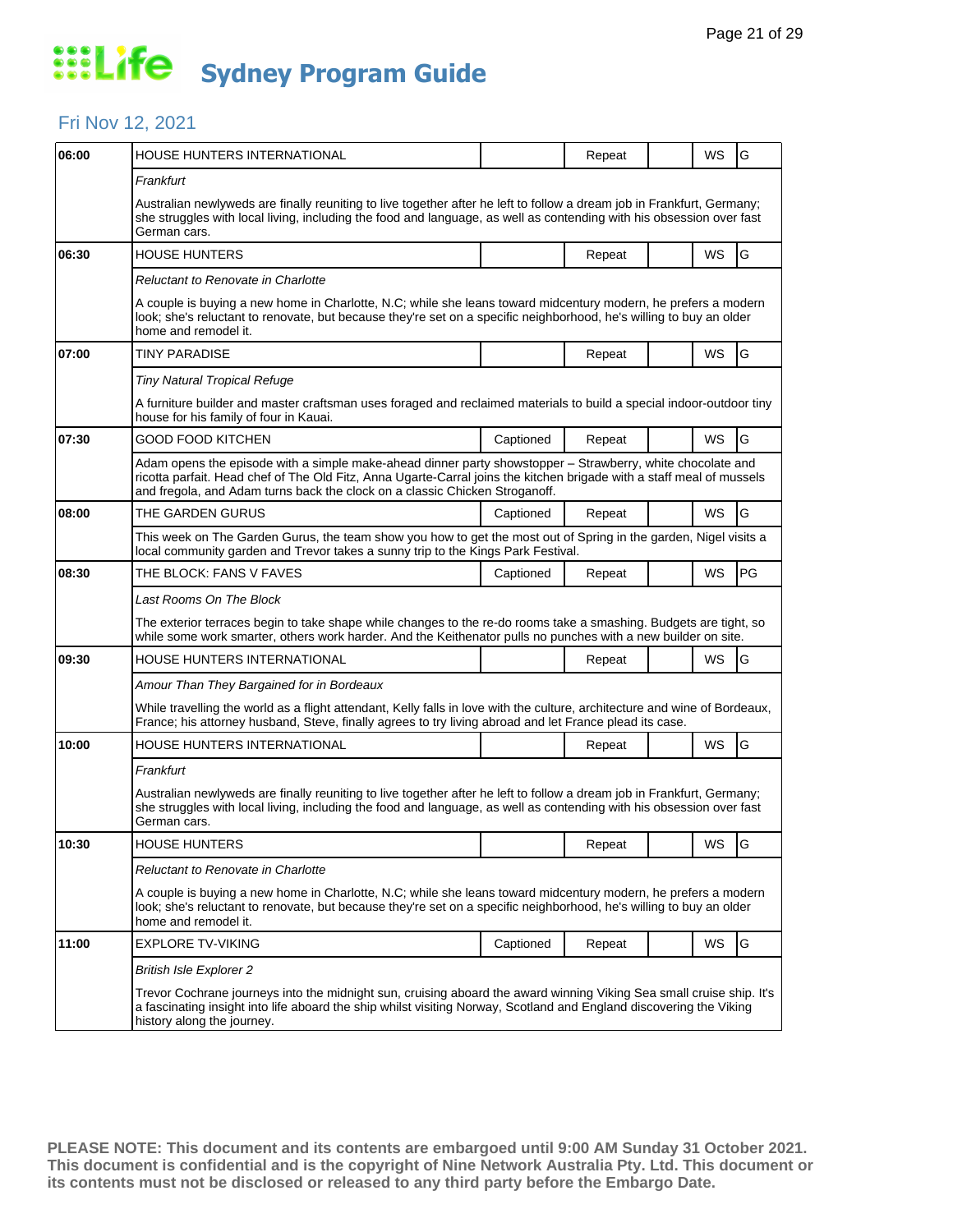# Life Sydney Program Guide

## Fri Nov 12, 2021

| Time | Program | Captioned | Repeat | | WS | Rating |
|---|---|---|---|---|---|---|
| 06:00 | HOUSE HUNTERS INTERNATIONAL | | Repeat | | WS | G |
| | *Frankfurt* | | | | | |
| | Australian newlyweds are finally reuniting to live together after he left to follow a dream job in Frankfurt, Germany; she struggles with local living, including the food and language, as well as contending with his obsession over fast German cars. | | | | | |
| 06:30 | HOUSE HUNTERS | | Repeat | | WS | G |
| | *Reluctant to Renovate in Charlotte* | | | | | |
| | A couple is buying a new home in Charlotte, N.C; while she leans toward midcentury modern, he prefers a modern look; she's reluctant to renovate, but because they're set on a specific neighborhood, he's willing to buy an older home and remodel it. | | | | | |
| 07:00 | TINY PARADISE | | Repeat | | WS | G |
| | *Tiny Natural Tropical Refuge* | | | | | |
| | A furniture builder and master craftsman uses foraged and reclaimed materials to build a special indoor-outdoor tiny house for his family of four in Kauai. | | | | | |
| 07:30 | GOOD FOOD KITCHEN | Captioned | Repeat | | WS | G |
| | Adam opens the episode with a simple make-ahead dinner party showstopper – Strawberry, white chocolate and ricotta parfait. Head chef of The Old Fitz, Anna Ugarte-Carral joins the kitchen brigade with a staff meal of mussels and fregola, and Adam turns back the clock on a classic Chicken Stroganoff. | | | | | |
| 08:00 | THE GARDEN GURUS | Captioned | Repeat | | WS | G |
| | This week on The Garden Gurus, the team show you how to get the most out of Spring in the garden, Nigel visits a local community garden and Trevor takes a sunny trip to the Kings Park Festival. | | | | | |
| 08:30 | THE BLOCK: FANS V FAVES | Captioned | Repeat | | WS | PG |
| | *Last Rooms On The Block* | | | | | |
| | The exterior terraces begin to take shape while changes to the re-do rooms take a smashing. Budgets are tight, so while some work smarter, others work harder. And the Keithenator pulls no punches with a new builder on site. | | | | | |
| 09:30 | HOUSE HUNTERS INTERNATIONAL | | Repeat | | WS | G |
| | *Amour Than They Bargained for in Bordeaux* | | | | | |
| | While travelling the world as a flight attendant, Kelly falls in love with the culture, architecture and wine of Bordeaux, France; his attorney husband, Steve, finally agrees to try living abroad and let France plead its case. | | | | | |
| 10:00 | HOUSE HUNTERS INTERNATIONAL | | Repeat | | WS | G |
| | *Frankfurt* | | | | | |
| | Australian newlyweds are finally reuniting to live together after he left to follow a dream job in Frankfurt, Germany; she struggles with local living, including the food and language, as well as contending with his obsession over fast German cars. | | | | | |
| 10:30 | HOUSE HUNTERS | | Repeat | | WS | G |
| | *Reluctant to Renovate in Charlotte* | | | | | |
| | A couple is buying a new home in Charlotte, N.C; while she leans toward midcentury modern, he prefers a modern look; she's reluctant to renovate, but because they're set on a specific neighborhood, he's willing to buy an older home and remodel it. | | | | | |
| 11:00 | EXPLORE TV-VIKING | Captioned | Repeat | | WS | G |
| | *British Isle Explorer 2* | | | | | |
| | Trevor Cochrane journeys into the midnight sun, cruising aboard the award winning Viking Sea small cruise ship. It's a fascinating insight into life aboard the ship whilst visiting Norway, Scotland and England discovering the Viking history along the journey. | | | | | |

**PLEASE NOTE: This document and its contents are embargoed until 9:00 AM Sunday 31 October 2021. This document is confidential and is the copyright of Nine Network Australia Pty. Ltd. This document or its contents must not be disclosed or released to any third party before the Embargo Date.**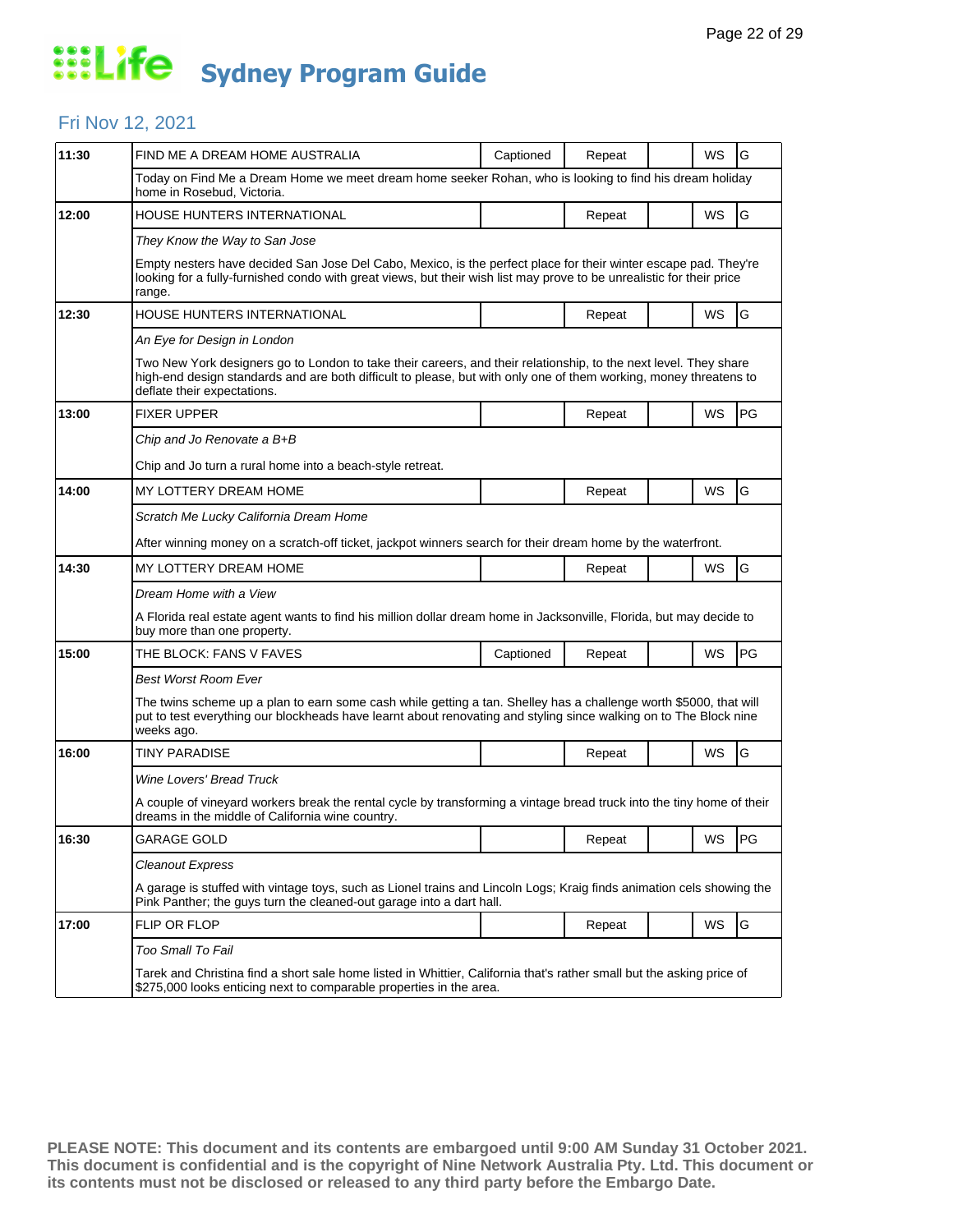# Life Sydney Program Guide

## Fri Nov 12, 2021

| Time | Program | Captioned | Repeat | | WS | Rating |
|---|---|---|---|---|---|---|
| 11:30 | FIND ME A DREAM HOME AUSTRALIA | Captioned | Repeat | | WS | G |
| | Today on Find Me a Dream Home we meet dream home seeker Rohan, who is looking to find his dream holiday home in Rosebud, Victoria. | | | | | |
| 12:00 | HOUSE HUNTERS INTERNATIONAL | | Repeat | | WS | G |
| | *They Know the Way to San Jose* <br> Empty nesters have decided San Jose Del Cabo, Mexico, is the perfect place for their winter escape pad. They're looking for a fully-furnished condo with great views, but their wish list may prove to be unrealistic for their price range. | | | | | |
| 12:30 | HOUSE HUNTERS INTERNATIONAL | | Repeat | | WS | G |
| | *An Eye for Design in London* <br> Two New York designers go to London to take their careers, and their relationship, to the next level. They share high-end design standards and are both difficult to please, but with only one of them working, money threatens to deflate their expectations. | | | | | |
| 13:00 | FIXER UPPER | | Repeat | | WS | PG |
| | *Chip and Jo Renovate a B+B* <br> Chip and Jo turn a rural home into a beach-style retreat. | | | | | |
| 14:00 | MY LOTTERY DREAM HOME | | Repeat | | WS | G |
| | *Scratch Me Lucky California Dream Home* <br> After winning money on a scratch-off ticket, jackpot winners search for their dream home by the waterfront. | | | | | |
| 14:30 | MY LOTTERY DREAM HOME | | Repeat | | WS | G |
| | *Dream Home with a View* <br> A Florida real estate agent wants to find his million dollar dream home in Jacksonville, Florida, but may decide to buy more than one property. | | | | | |
| 15:00 | THE BLOCK: FANS V FAVES | Captioned | Repeat | | WS | PG |
| | *Best Worst Room Ever* <br> The twins scheme up a plan to earn some cash while getting a tan. Shelley has a challenge worth $5000, that will put to test everything our blockheads have learnt about renovating and styling since walking on to The Block nine weeks ago. | | | | | |
| 16:00 | TINY PARADISE | | Repeat | | WS | G |
| | *Wine Lovers' Bread Truck* <br> A couple of vineyard workers break the rental cycle by transforming a vintage bread truck into the tiny home of their dreams in the middle of California wine country. | | | | | |
| 16:30 | GARAGE GOLD | | Repeat | | WS | PG |
| | *Cleanout Express* <br> A garage is stuffed with vintage toys, such as Lionel trains and Lincoln Logs; Kraig finds animation cels showing the Pink Panther; the guys turn the cleaned-out garage into a dart hall. | | | | | |
| 17:00 | FLIP OR FLOP | | Repeat | | WS | G |
| | *Too Small To Fail* <br> Tarek and Christina find a short sale home listed in Whittier, California that's rather small but the asking price of $275,000 looks enticing next to comparable properties in the area. | | | | | |

**PLEASE NOTE: This document and its contents are embargoed until 9:00 AM Sunday 31 October 2021. This document is confidential and is the copyright of Nine Network Australia Pty. Ltd. This document or its contents must not be disclosed or released to any third party before the Embargo Date.**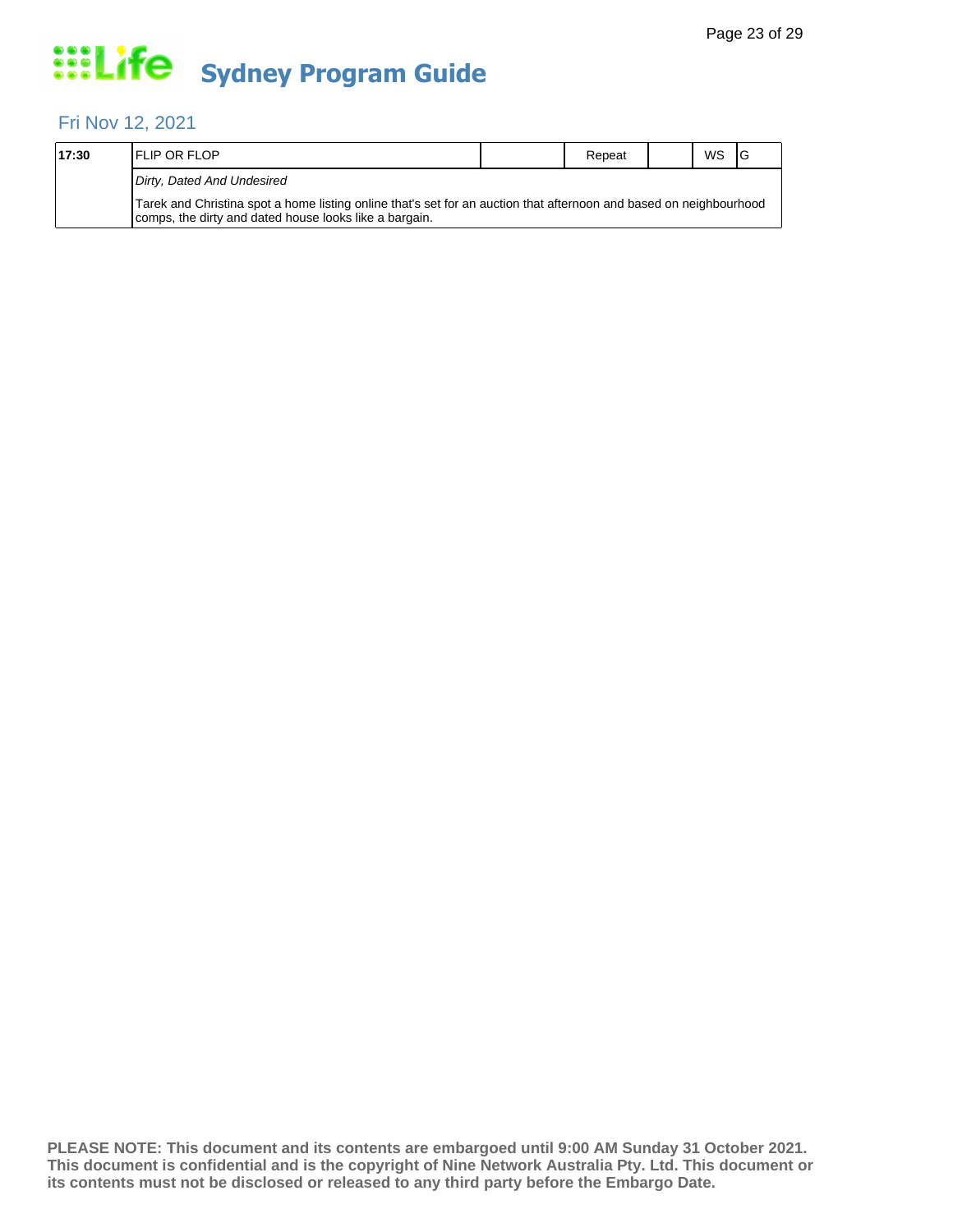# Sydney Program Guide

## Fri Nov 12, 2021

| 17:30 | FLIP OR FLOP | | Repeat | | WS | G |
|---|---|---|---|---|---|---|
| | *Dirty, Dated And Undesired* | | | | | |
| | Tarek and Christina spot a home listing online that's set for an auction that afternoon and based on neighbourhood comps, the dirty and dated house looks like a bargain. | | | | | |

**PLEASE NOTE: This document and its contents are embargoed until 9:00 AM Sunday 31 October 2021. This document is confidential and is the copyright of Nine Network Australia Pty. Ltd. This document or its contents must not be disclosed or released to any third party before the Embargo Date.**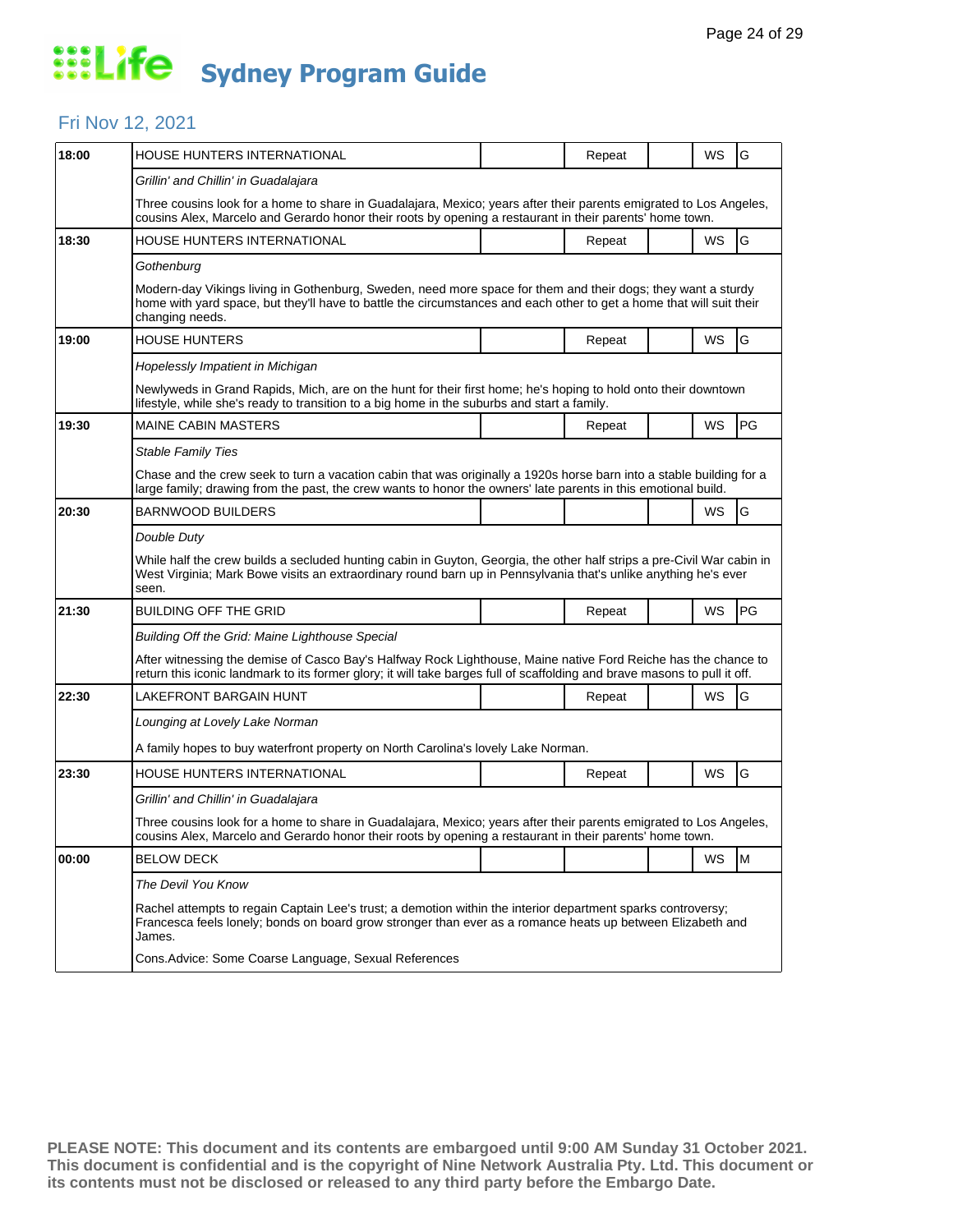# Life Sydney Program Guide

## Fri Nov 12, 2021

| Time | Program | | Repeat | | WS | Rating |
|---|---|---|---|---|---|---|
| 18:00 | HOUSE HUNTERS INTERNATIONAL | | Repeat | | WS | G |
| | *Grillin' and Chillin' in Guadalajara* | | | | | |
| | Three cousins look for a home to share in Guadalajara, Mexico; years after their parents emigrated to Los Angeles, cousins Alex, Marcelo and Gerardo honor their roots by opening a restaurant in their parents' home town. | | | | | |
| 18:30 | HOUSE HUNTERS INTERNATIONAL | | Repeat | | WS | G |
| | *Gothenburg* | | | | | |
| | Modern-day Vikings living in Gothenburg, Sweden, need more space for them and their dogs; they want a sturdy home with yard space, but they'll have to battle the circumstances and each other to get a home that will suit their changing needs. | | | | | |
| 19:00 | HOUSE HUNTERS | | Repeat | | WS | G |
| | *Hopelessly Impatient in Michigan* | | | | | |
| | Newlyweds in Grand Rapids, Mich, are on the hunt for their first home; he's hoping to hold onto their downtown lifestyle, while she's ready to transition to a big home in the suburbs and start a family. | | | | | |
| 19:30 | MAINE CABIN MASTERS | | Repeat | | WS | PG |
| | *Stable Family Ties* | | | | | |
| | Chase and the crew seek to turn a vacation cabin that was originally a 1920s horse barn into a stable building for a large family; drawing from the past, the crew wants to honor the owners' late parents in this emotional build. | | | | | |
| 20:30 | BARNWOOD BUILDERS | | | | WS | G |
| | *Double Duty* | | | | | |
| | While half the crew builds a secluded hunting cabin in Guyton, Georgia, the other half strips a pre-Civil War cabin in West Virginia; Mark Bowe visits an extraordinary round barn up in Pennsylvania that's unlike anything he's ever seen. | | | | | |
| 21:30 | BUILDING OFF THE GRID | | Repeat | | WS | PG |
| | *Building Off the Grid: Maine Lighthouse Special* | | | | | |
| | After witnessing the demise of Casco Bay's Halfway Rock Lighthouse, Maine native Ford Reiche has the chance to return this iconic landmark to its former glory; it will take barges full of scaffolding and brave masons to pull it off. | | | | | |
| 22:30 | LAKEFRONT BARGAIN HUNT | | Repeat | | WS | G |
| | *Lounging at Lovely Lake Norman* | | | | | |
| | A family hopes to buy waterfront property on North Carolina's lovely Lake Norman. | | | | | |
| 23:30 | HOUSE HUNTERS INTERNATIONAL | | Repeat | | WS | G |
| | *Grillin' and Chillin' in Guadalajara* | | | | | |
| | Three cousins look for a home to share in Guadalajara, Mexico; years after their parents emigrated to Los Angeles, cousins Alex, Marcelo and Gerardo honor their roots by opening a restaurant in their parents' home town. | | | | | |
| 00:00 | BELOW DECK | | | | WS | M |
| | *The Devil You Know* | | | | | |
| | Rachel attempts to regain Captain Lee's trust; a demotion within the interior department sparks controversy; Francesca feels lonely; bonds on board grow stronger than ever as a romance heats up between Elizabeth and James. | | | | | |
| | Cons.Advice: Some Coarse Language, Sexual References | | | | | |

**PLEASE NOTE: This document and its contents are embargoed until 9:00 AM Sunday 31 October 2021. This document is confidential and is the copyright of Nine Network Australia Pty. Ltd. This document or its contents must not be disclosed or released to any third party before the Embargo Date.**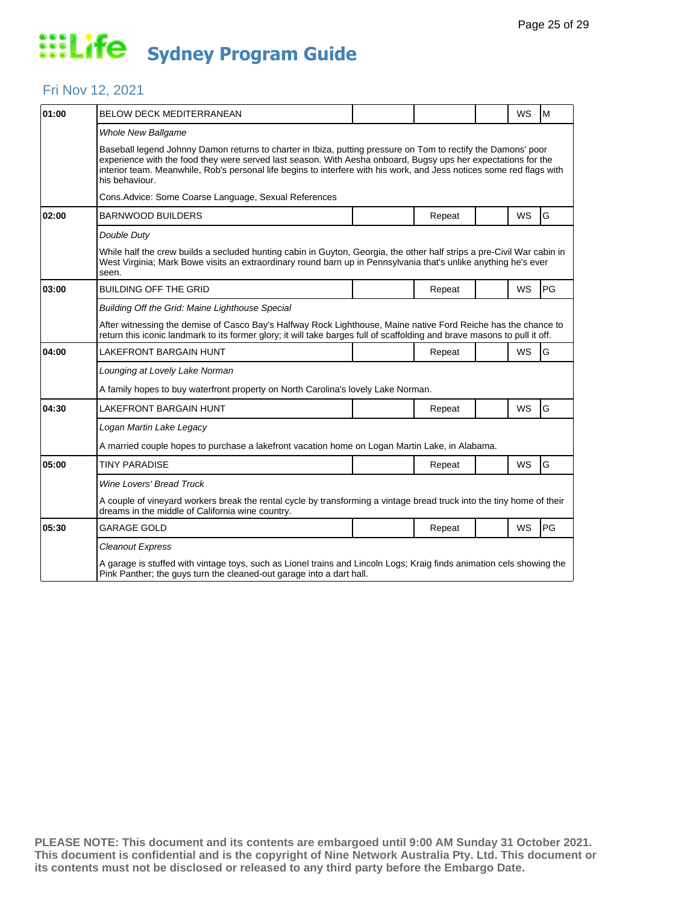# Life Sydney Program Guide

## Fri Nov 12, 2021

| Time | Program | | | | | |
|---|---|---|---|---|---|---|
| 01:00 | BELOW DECK MEDITERRANEAN | | | | WS | M |
| | *Whole New Ballgame* | | | | | |
| | Baseball legend Johnny Damon returns to charter in Ibiza, putting pressure on Tom to rectify the Damons' poor experience with the food they were served last season. With Aesha onboard, Bugsy ups her expectations for the interior team. Meanwhile, Rob's personal life begins to interfere with his work, and Jess notices some red flags with his behaviour. | | | | | |
| | Cons.Advice: Some Coarse Language, Sexual References | | | | | |
| 02:00 | BARNWOOD BUILDERS | | Repeat | | WS | G |
| | *Double Duty* | | | | | |
| | While half the crew builds a secluded hunting cabin in Guyton, Georgia, the other half strips a pre-Civil War cabin in West Virginia; Mark Bowe visits an extraordinary round barn up in Pennsylvania that's unlike anything he's ever seen. | | | | | |
| 03:00 | BUILDING OFF THE GRID | | Repeat | | WS | PG |
| | *Building Off the Grid: Maine Lighthouse Special* | | | | | |
| | After witnessing the demise of Casco Bay's Halfway Rock Lighthouse, Maine native Ford Reiche has the chance to return this iconic landmark to its former glory; it will take barges full of scaffolding and brave masons to pull it off. | | | | | |
| 04:00 | LAKEFRONT BARGAIN HUNT | | Repeat | | WS | G |
| | *Lounging at Lovely Lake Norman* | | | | | |
| | A family hopes to buy waterfront property on North Carolina's lovely Lake Norman. | | | | | |
| 04:30 | LAKEFRONT BARGAIN HUNT | | Repeat | | WS | G |
| | *Logan Martin Lake Legacy* | | | | | |
| | A married couple hopes to purchase a lakefront vacation home on Logan Martin Lake, in Alabama. | | | | | |
| 05:00 | TINY PARADISE | | Repeat | | WS | G |
| | *Wine Lovers' Bread Truck* | | | | | |
| | A couple of vineyard workers break the rental cycle by transforming a vintage bread truck into the tiny home of their dreams in the middle of California wine country. | | | | | |
| 05:30 | GARAGE GOLD | | Repeat | | WS | PG |
| | *Cleanout Express* | | | | | |
| | A garage is stuffed with vintage toys, such as Lionel trains and Lincoln Logs; Kraig finds animation cels showing the Pink Panther; the guys turn the cleaned-out garage into a dart hall. | | | | | |

**PLEASE NOTE: This document and its contents are embargoed until 9:00 AM Sunday 31 October 2021. This document is confidential and is the copyright of Nine Network Australia Pty. Ltd. This document or its contents must not be disclosed or released to any third party before the Embargo Date.**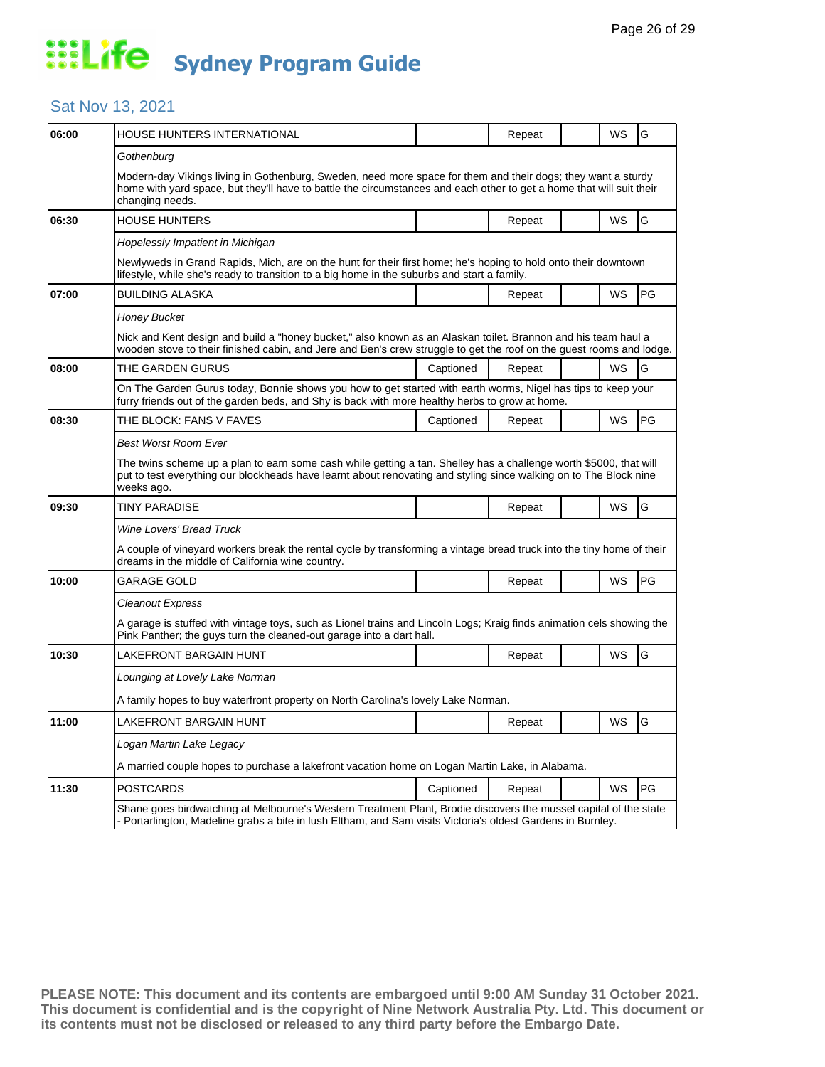# Life Sydney Program Guide

## Sat Nov 13, 2021

| Time | Program | Captioned | Repeat | | WS | Rating |
|---|---|---|---|---|---|---|
| 06:00 | HOUSE HUNTERS INTERNATIONAL | | Repeat | | WS | G |
| | *Gothenburg* | | | | | |
| | Modern-day Vikings living in Gothenburg, Sweden, need more space for them and their dogs; they want a sturdy home with yard space, but they'll have to battle the circumstances and each other to get a home that will suit their changing needs. | | | | | |
| 06:30 | HOUSE HUNTERS | | Repeat | | WS | G |
| | *Hopelessly Impatient in Michigan* | | | | | |
| | Newlyweds in Grand Rapids, Mich, are on the hunt for their first home; he's hoping to hold onto their downtown lifestyle, while she's ready to transition to a big home in the suburbs and start a family. | | | | | |
| 07:00 | BUILDING ALASKA | | Repeat | | WS | PG |
| | *Honey Bucket* | | | | | |
| | Nick and Kent design and build a "honey bucket," also known as an Alaskan toilet. Brannon and his team haul a wooden stove to their finished cabin, and Jere and Ben's crew struggle to get the roof on the guest rooms and lodge. | | | | | |
| 08:00 | THE GARDEN GURUS | Captioned | Repeat | | WS | G |
| | On The Garden Gurus today, Bonnie shows you how to get started with earth worms, Nigel has tips to keep your furry friends out of the garden beds, and Shy is back with more healthy herbs to grow at home. | | | | | |
| 08:30 | THE BLOCK: FANS V FAVES | Captioned | Repeat | | WS | PG |
| | *Best Worst Room Ever* | | | | | |
| | The twins scheme up a plan to earn some cash while getting a tan. Shelley has a challenge worth $5000, that will put to test everything our blockheads have learnt about renovating and styling since walking on to The Block nine weeks ago. | | | | | |
| 09:30 | TINY PARADISE | | Repeat | | WS | G |
| | *Wine Lovers' Bread Truck* | | | | | |
| | A couple of vineyard workers break the rental cycle by transforming a vintage bread truck into the tiny home of their dreams in the middle of California wine country. | | | | | |
| 10:00 | GARAGE GOLD | | Repeat | | WS | PG |
| | *Cleanout Express* | | | | | |
| | A garage is stuffed with vintage toys, such as Lionel trains and Lincoln Logs; Kraig finds animation cels showing the Pink Panther; the guys turn the cleaned-out garage into a dart hall. | | | | | |
| 10:30 | LAKEFRONT BARGAIN HUNT | | Repeat | | WS | G |
| | *Lounging at Lovely Lake Norman* | | | | | |
| | A family hopes to buy waterfront property on North Carolina's lovely Lake Norman. | | | | | |
| 11:00 | LAKEFRONT BARGAIN HUNT | | Repeat | | WS | G |
| | *Logan Martin Lake Legacy* | | | | | |
| | A married couple hopes to purchase a lakefront vacation home on Logan Martin Lake, in Alabama. | | | | | |
| 11:30 | POSTCARDS | Captioned | Repeat | | WS | PG |
| | Shane goes birdwatching at Melbourne's Western Treatment Plant, Brodie discovers the mussel capital of the state - Portarlington, Madeline grabs a bite in lush Eltham, and Sam visits Victoria's oldest Gardens in Burnley. | | | | | |

**PLEASE NOTE: This document and its contents are embargoed until 9:00 AM Sunday 31 October 2021. This document is confidential and is the copyright of Nine Network Australia Pty. Ltd. This document or its contents must not be disclosed or released to any third party before the Embargo Date.**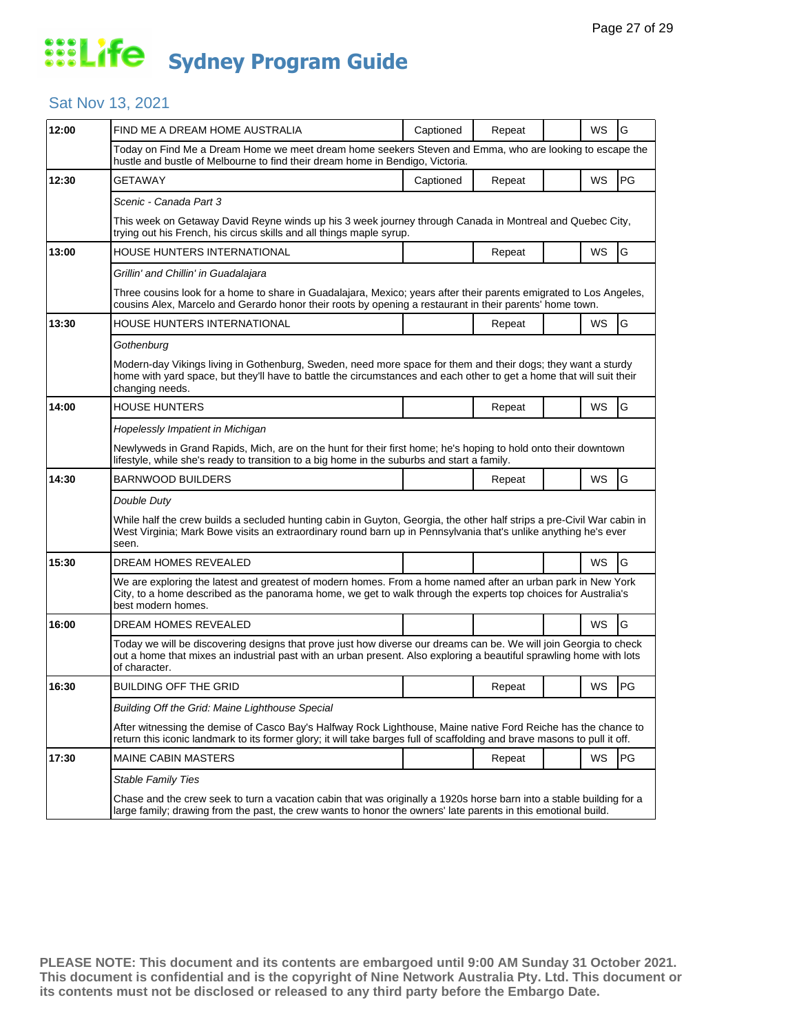# Life Sydney Program Guide

## Sat Nov 13, 2021

| Time | Program | Captioned | Repeat | | WS | Rating |
|---|---|---|---|---|---|---|
| 12:00 | FIND ME A DREAM HOME AUSTRALIA | Captioned | Repeat | | WS | G |
| | Today on Find Me a Dream Home we meet dream home seekers Steven and Emma, who are looking to escape the hustle and bustle of Melbourne to find their dream home in Bendigo, Victoria. | | | | | |
| 12:30 | GETAWAY | Captioned | Repeat | | WS | PG |
| | *Scenic - Canada Part 3* | | | | | |
| | This week on Getaway David Reyne winds up his 3 week journey through Canada in Montreal and Quebec City, trying out his French, his circus skills and all things maple syrup. | | | | | |
| 13:00 | HOUSE HUNTERS INTERNATIONAL | | Repeat | | WS | G |
| | *Grillin' and Chillin' in Guadalajara* | | | | | |
| | Three cousins look for a home to share in Guadalajara, Mexico; years after their parents emigrated to Los Angeles, cousins Alex, Marcelo and Gerardo honor their roots by opening a restaurant in their parents' home town. | | | | | |
| 13:30 | HOUSE HUNTERS INTERNATIONAL | | Repeat | | WS | G |
| | *Gothenburg* | | | | | |
| | Modern-day Vikings living in Gothenburg, Sweden, need more space for them and their dogs; they want a sturdy home with yard space, but they'll have to battle the circumstances and each other to get a home that will suit their changing needs. | | | | | |
| 14:00 | HOUSE HUNTERS | | Repeat | | WS | G |
| | *Hopelessly Impatient in Michigan* | | | | | |
| | Newlyweds in Grand Rapids, Mich, are on the hunt for their first home; he's hoping to hold onto their downtown lifestyle, while she's ready to transition to a big home in the suburbs and start a family. | | | | | |
| 14:30 | BARNWOOD BUILDERS | | Repeat | | WS | G |
| | *Double Duty* | | | | | |
| | While half the crew builds a secluded hunting cabin in Guyton, Georgia, the other half strips a pre-Civil War cabin in West Virginia; Mark Bowe visits an extraordinary round barn up in Pennsylvania that's unlike anything he's ever seen. | | | | | |
| 15:30 | DREAM HOMES REVEALED | | | | WS | G |
| | We are exploring the latest and greatest of modern homes. From a home named after an urban park in New York City, to a home described as the panorama home, we get to walk through the experts top choices for Australia's best modern homes. | | | | | |
| 16:00 | DREAM HOMES REVEALED | | | | WS | G |
| | Today we will be discovering designs that prove just how diverse our dreams can be. We will join Georgia to check out a home that mixes an industrial past with an urban present. Also exploring a beautiful sprawling home with lots of character. | | | | | |
| 16:30 | BUILDING OFF THE GRID | | Repeat | | WS | PG |
| | *Building Off the Grid: Maine Lighthouse Special* | | | | | |
| | After witnessing the demise of Casco Bay's Halfway Rock Lighthouse, Maine native Ford Reiche has the chance to return this iconic landmark to its former glory; it will take barges full of scaffolding and brave masons to pull it off. | | | | | |
| 17:30 | MAINE CABIN MASTERS | | Repeat | | WS | PG |
| | *Stable Family Ties* | | | | | |
| | Chase and the crew seek to turn a vacation cabin that was originally a 1920s horse barn into a stable building for a large family; drawing from the past, the crew wants to honor the owners' late parents in this emotional build. | | | | | |

**PLEASE NOTE: This document and its contents are embargoed until 9:00 AM Sunday 31 October 2021. This document is confidential and is the copyright of Nine Network Australia Pty. Ltd. This document or its contents must not be disclosed or released to any third party before the Embargo Date.**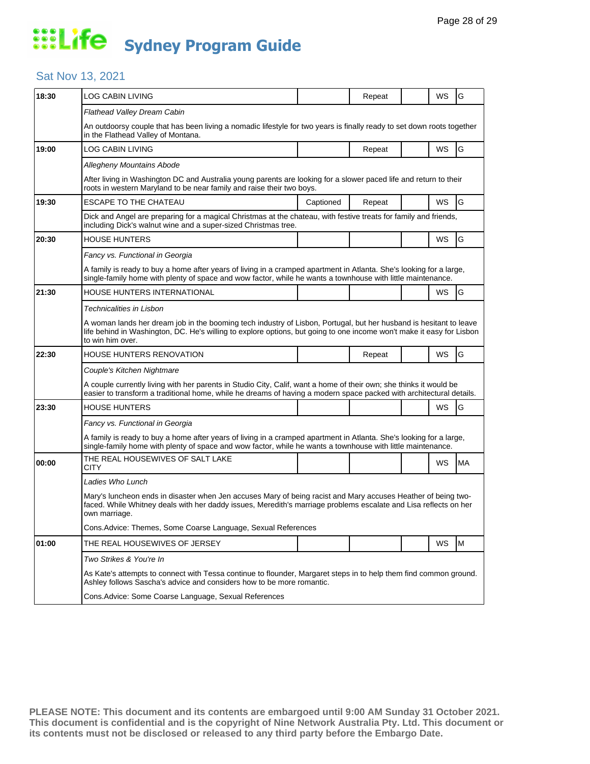# Life Sydney Program Guide

## Sat Nov 13, 2021

| Time | Program | Captioned | Repeat | | WS | Rating |
|---|---|---|---|---|---|---|
| 18:30 | LOG CABIN LIVING | | Repeat | | WS | G |
| | *Flathead Valley Dream Cabin* | | | | | |
| | An outdoorsy couple that has been living a nomadic lifestyle for two years is finally ready to set down roots together in the Flathead Valley of Montana. | | | | | |
| 19:00 | LOG CABIN LIVING | | Repeat | | WS | G |
| | *Allegheny Mountains Abode* | | | | | |
| | After living in Washington DC and Australia young parents are looking for a slower paced life and return to their roots in western Maryland to be near family and raise their two boys. | | | | | |
| 19:30 | ESCAPE TO THE CHATEAU | Captioned | Repeat | | WS | G |
| | Dick and Angel are preparing for a magical Christmas at the chateau, with festive treats for family and friends, including Dick's walnut wine and a super-sized Christmas tree. | | | | | |
| 20:30 | HOUSE HUNTERS | | | | WS | G |
| | *Fancy vs. Functional in Georgia* | | | | | |
| | A family is ready to buy a home after years of living in a cramped apartment in Atlanta. She's looking for a large, single-family home with plenty of space and wow factor, while he wants a townhouse with little maintenance. | | | | | |
| 21:30 | HOUSE HUNTERS INTERNATIONAL | | | | WS | G |
| | *Technicalities in Lisbon* | | | | | |
| | A woman lands her dream job in the booming tech industry of Lisbon, Portugal, but her husband is hesitant to leave life behind in Washington, DC. He's willing to explore options, but going to one income won't make it easy for Lisbon to win him over. | | | | | |
| 22:30 | HOUSE HUNTERS RENOVATION | | Repeat | | WS | G |
| | *Couple's Kitchen Nightmare* | | | | | |
| | A couple currently living with her parents in Studio City, Calif, want a home of their own; she thinks it would be easier to transform a traditional home, while he dreams of having a modern space packed with architectural details. | | | | | |
| 23:30 | HOUSE HUNTERS | | | | WS | G |
| | *Fancy vs. Functional in Georgia* | | | | | |
| | A family is ready to buy a home after years of living in a cramped apartment in Atlanta. She's looking for a large, single-family home with plenty of space and wow factor, while he wants a townhouse with little maintenance. | | | | | |
| 00:00 | THE REAL HOUSEWIVES OF SALT LAKE CITY | | | | WS | MA |
| | *Ladies Who Lunch* | | | | | |
| | Mary's luncheon ends in disaster when Jen accuses Mary of being racist and Mary accuses Heather of being two-faced. While Whitney deals with her daddy issues, Meredith's marriage problems escalate and Lisa reflects on her own marriage. | | | | | |
| | Cons.Advice: Themes, Some Coarse Language, Sexual References | | | | | |
| 01:00 | THE REAL HOUSEWIVES OF JERSEY | | | | WS | M |
| | *Two Strikes & You're In* | | | | | |
| | As Kate's attempts to connect with Tessa continue to flounder, Margaret steps in to help them find common ground. Ashley follows Sascha's advice and considers how to be more romantic. | | | | | |
| | Cons.Advice: Some Coarse Language, Sexual References | | | | | |

**PLEASE NOTE: This document and its contents are embargoed until 9:00 AM Sunday 31 October 2021. This document is confidential and is the copyright of Nine Network Australia Pty. Ltd. This document or its contents must not be disclosed or released to any third party before the Embargo Date.**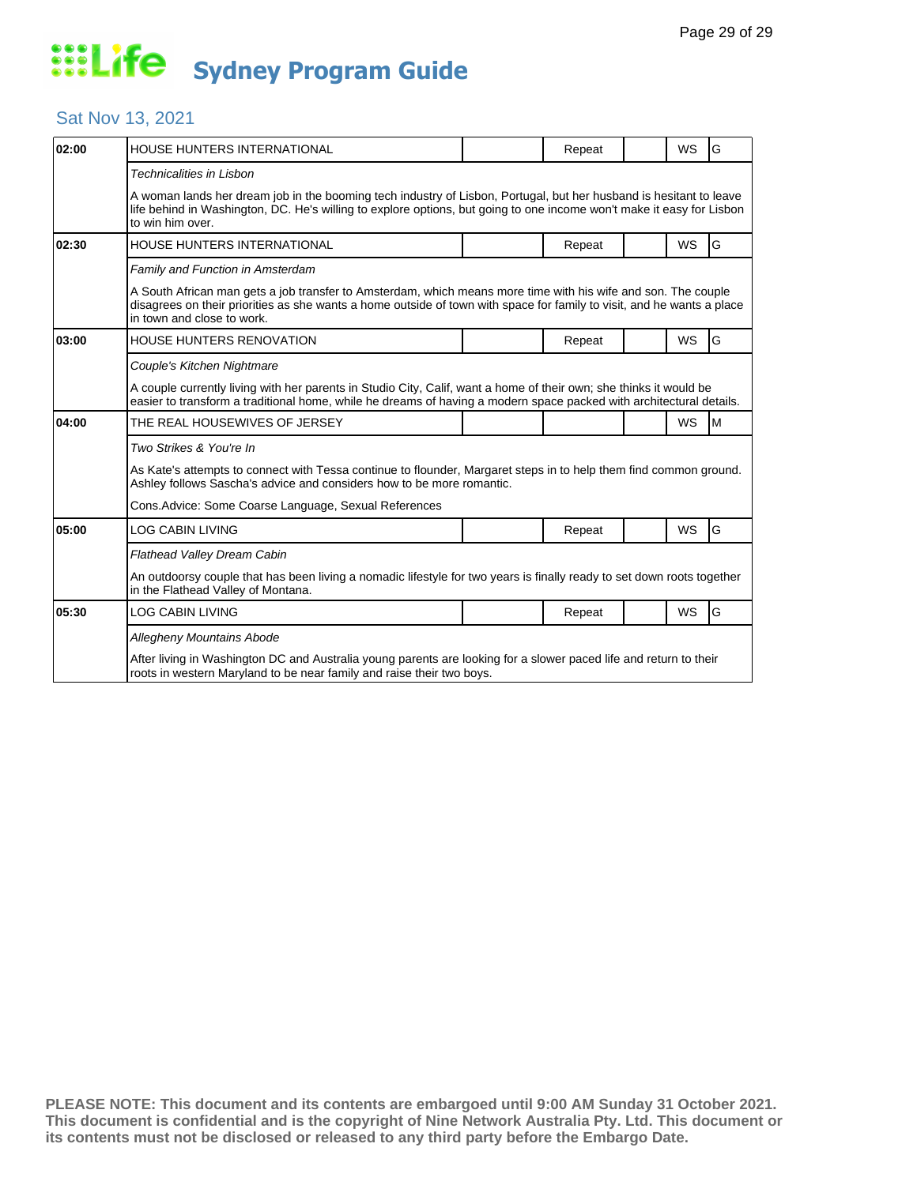# Life Sydney Program Guide

## Sat Nov 13, 2021

| | | | | | | |
|---|---|---|---|---|---|---|
| **02:00** | HOUSE HUNTERS INTERNATIONAL | | Repeat | | WS | G |
| | *Technicalities in Lisbon* | | | | | |
| | A woman lands her dream job in the booming tech industry of Lisbon, Portugal, but her husband is hesitant to leave life behind in Washington, DC. He's willing to explore options, but going to one income won't make it easy for Lisbon to win him over. | | | | | |
| **02:30** | HOUSE HUNTERS INTERNATIONAL | | Repeat | | WS | G |
| | *Family and Function in Amsterdam* | | | | | |
| | A South African man gets a job transfer to Amsterdam, which means more time with his wife and son. The couple disagrees on their priorities as she wants a home outside of town with space for family to visit, and he wants a place in town and close to work. | | | | | |
| **03:00** | HOUSE HUNTERS RENOVATION | | Repeat | | WS | G |
| | *Couple's Kitchen Nightmare* | | | | | |
| | A couple currently living with her parents in Studio City, Calif, want a home of their own; she thinks it would be easier to transform a traditional home, while he dreams of having a modern space packed with architectural details. | | | | | |
| **04:00** | THE REAL HOUSEWIVES OF JERSEY | | | | WS | M |
| | *Two Strikes & You're In* | | | | | |
| | As Kate's attempts to connect with Tessa continue to flounder, Margaret steps in to help them find common ground. Ashley follows Sascha's advice and considers how to be more romantic. | | | | | |
| | Cons.Advice: Some Coarse Language, Sexual References | | | | | |
| **05:00** | LOG CABIN LIVING | | Repeat | | WS | G |
| | *Flathead Valley Dream Cabin* | | | | | |
| | An outdoorsy couple that has been living a nomadic lifestyle for two years is finally ready to set down roots together in the Flathead Valley of Montana. | | | | | |
| **05:30** | LOG CABIN LIVING | | Repeat | | WS | G |
| | *Allegheny Mountains Abode* | | | | | |
| | After living in Washington DC and Australia young parents are looking for a slower paced life and return to their roots in western Maryland to be near family and raise their two boys. | | | | | |

**PLEASE NOTE: This document and its contents are embargoed until 9:00 AM Sunday 31 October 2021. This document is confidential and is the copyright of Nine Network Australia Pty. Ltd. This document or its contents must not be disclosed or released to any third party before the Embargo Date.**